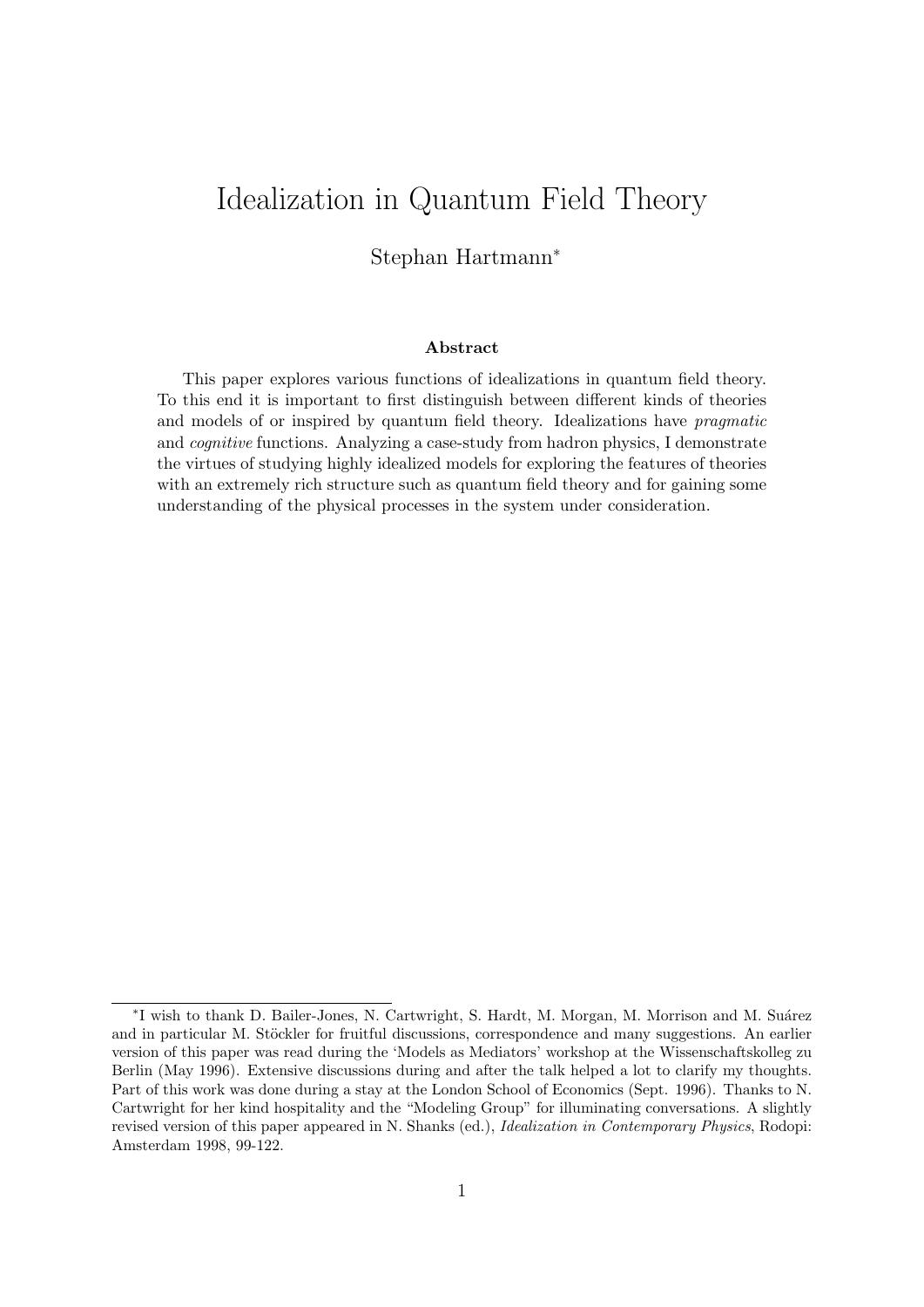# Idealization in Quantum Field Theory

Stephan Hartmann*

### Abstract

This paper explores various functions of idealizations in quantum field theory. To this end it is important to first distinguish between different kinds of theories and models of or inspired by quantum field theory. Idealizations have *pragmatic* and *cognitive* functions. Analyzing a case-study from hadron physics, I demonstrate the virtues of studying highly idealized models for exploring the features of theories with an extremely rich structure such as quantum field theory and for gaining some understanding of the physical processes in the system under consideration.

---

*I wish to thank D. Bailer-Jones, N. Cartwright, S. Hardt, M. Morgan, M. Morrison and M. Suárez and in particular M. Stöckler for fruitful discussions, correspondence and many suggestions. An earlier version of this paper was read during the 'Models as Mediators' workshop at the Wissenschaftskolleg zu Berlin (May 1996). Extensive discussions during and after the talk helped a lot to clarify my thoughts. Part of this work was done during a stay at the London School of Economics (Sept. 1996). Thanks to N. Cartwright for her kind hospitality and the "Modeling Group" for illuminating conversations. A slightly revised version of this paper appeared in N. Shanks (ed.), *Idealization in Contemporary Physics*, Rodopi: Amsterdam 1998, 99-122.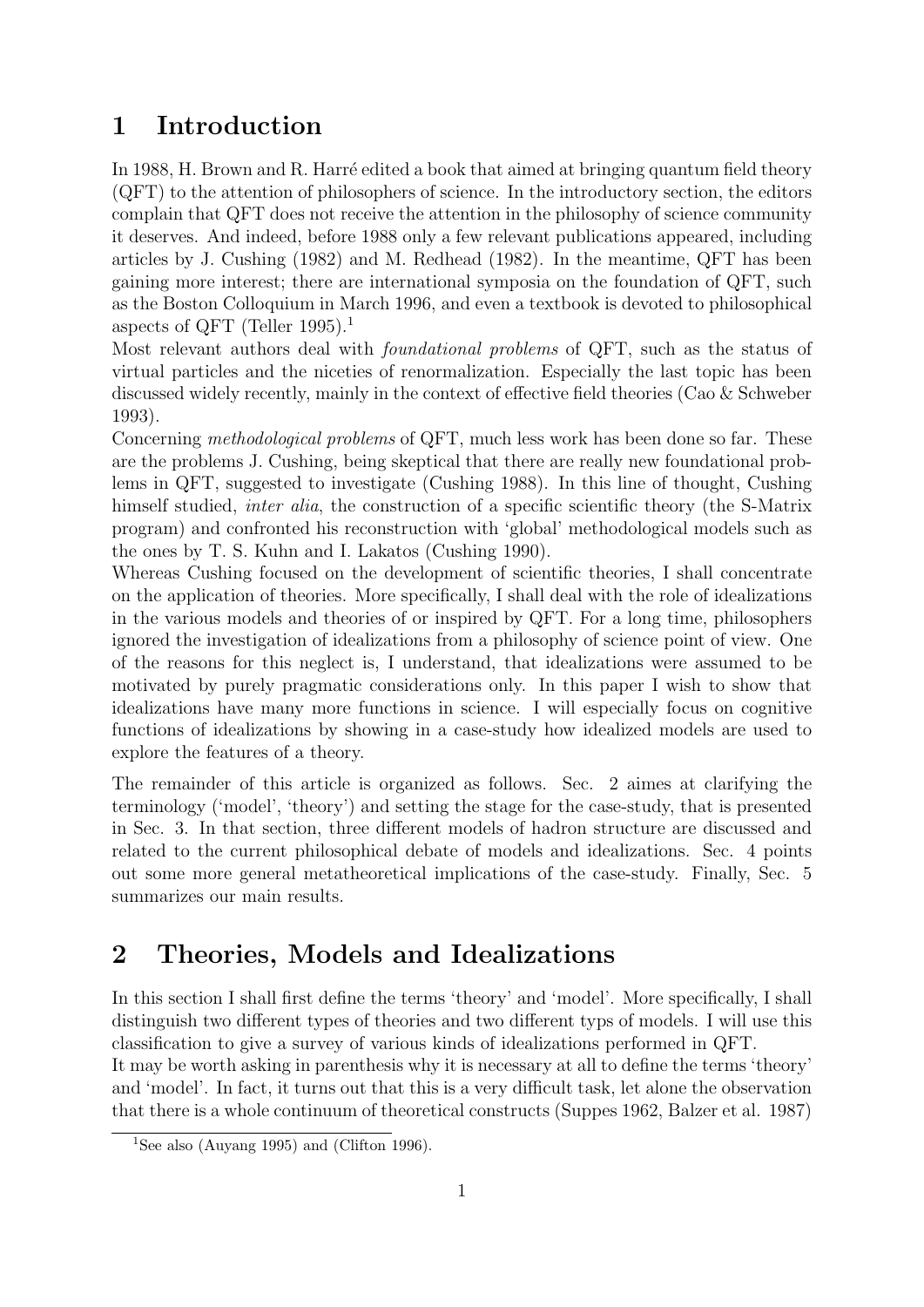## 1 Introduction

In 1988, H. Brown and R. Harré edited a book that aimed at bringing quantum field theory (QFT) to the attention of philosophers of science. In the introductory section, the editors complain that QFT does not receive the attention in the philosophy of science community it deserves. And indeed, before 1988 only a few relevant publications appeared, including articles by J. Cushing (1982) and M. Redhead (1982). In the meantime, QFT has been gaining more interest; there are international symposia on the foundation of QFT, such as the Boston Colloquium in March 1996, and even a textbook is devoted to philosophical aspects of QFT (Teller 1995).[1]

Most relevant authors deal with *foundational problems* of QFT, such as the status of virtual particles and the niceties of renormalization. Especially the last topic has been discussed widely recently, mainly in the context of effective field theories (Cao & Schweber 1993).

Concerning *methodological problems* of QFT, much less work has been done so far. These are the problems J. Cushing, being skeptical that there are really new foundational problems in QFT, suggested to investigate (Cushing 1988). In this line of thought, Cushing himself studied, *inter alia*, the construction of a specific scientific theory (the S-Matrix program) and confronted his reconstruction with 'global' methodological models such as the ones by T. S. Kuhn and I. Lakatos (Cushing 1990).

Whereas Cushing focused on the development of scientific theories, I shall concentrate on the application of theories. More specifically, I shall deal with the role of idealizations in the various models and theories of or inspired by QFT. For a long time, philosophers ignored the investigation of idealizations from a philosophy of science point of view. One of the reasons for this neglect is, I understand, that idealizations were assumed to be motivated by purely pragmatic considerations only. In this paper I wish to show that idealizations have many more functions in science. I will especially focus on cognitive functions of idealizations by showing in a case-study how idealized models are used to explore the features of a theory.

The remainder of this article is organized as follows. Sec. 2 aimes at clarifying the terminology ('model', 'theory') and setting the stage for the case-study, that is presented in Sec. 3. In that section, three different models of hadron structure are discussed and related to the current philosophical debate of models and idealizations. Sec. 4 points out some more general metatheoretical implications of the case-study. Finally, Sec. 5 summarizes our main results.

## 2 Theories, Models and Idealizations

In this section I shall first define the terms 'theory' and 'model'. More specifically, I shall distinguish two different types of theories and two different typs of models. I will use this classification to give a survey of various kinds of idealizations performed in QFT.

It may be worth asking in parenthesis why it is necessary at all to define the terms 'theory' and 'model'. In fact, it turns out that this is a very difficult task, let alone the observation that there is a whole continuum of theoretical constructs (Suppes 1962, Balzer et al. 1987)

[1] See also (Auyang 1995) and (Clifton 1996).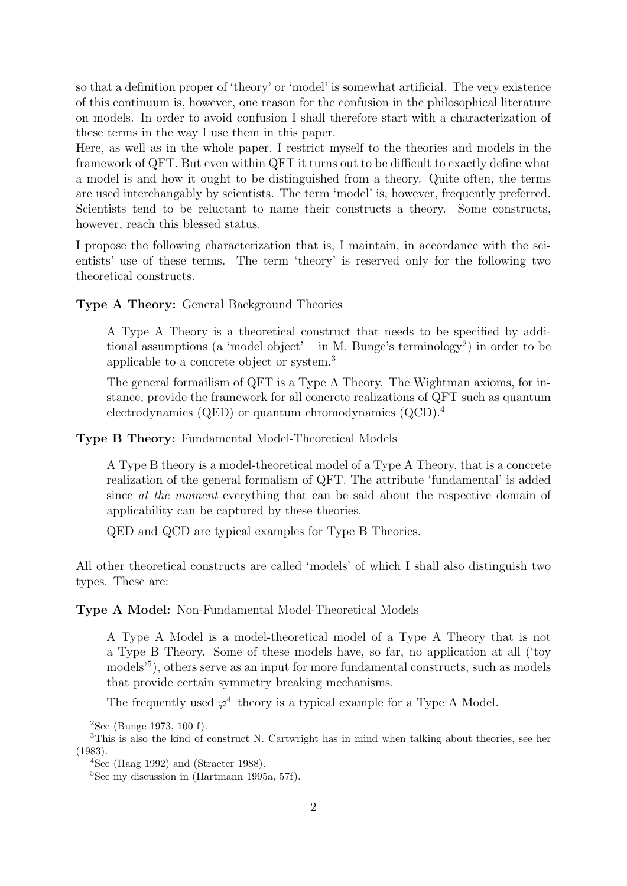so that a definition proper of 'theory' or 'model' is somewhat artificial. The very existence of this continuum is, however, one reason for the confusion in the philosophical literature on models. In order to avoid confusion I shall therefore start with a characterization of these terms in the way I use them in this paper.

Here, as well as in the whole paper, I restrict myself to the theories and models in the framework of QFT. But even within QFT it turns out to be difficult to exactly define what a model is and how it ought to be distinguished from a theory. Quite often, the terms are used interchangably by scientists. The term 'model' is, however, frequently preferred. Scientists tend to be reluctant to name their constructs a theory. Some constructs, however, reach this blessed status.

I propose the following characterization that is, I maintain, in accordance with the scientists' use of these terms. The term 'theory' is reserved only for the following two theoretical constructs.

**Type A Theory:** General Background Theories

> A Type A Theory is a theoretical construct that needs to be specified by additional assumptions (a 'model object' – in M. Bunge's terminology[2]) in order to be applicable to a concrete object or system.[3]
>
> The general formailism of QFT is a Type A Theory. The Wightman axioms, for instance, provide the framework for all concrete realizations of QFT such as quantum electrodynamics (QED) or quantum chromodynamics (QCD).[4]

**Type B Theory:** Fundamental Model-Theoretical Models

> A Type B theory is a model-theoretical model of a Type A Theory, that is a concrete realization of the general formalism of QFT. The attribute 'fundamental' is added since *at the moment* everything that can be said about the respective domain of applicability can be captured by these theories.
>
> QED and QCD are typical examples for Type B Theories.

All other theoretical constructs are called 'models' of which I shall also distinguish two types. These are:

**Type A Model:** Non-Fundamental Model-Theoretical Models

> A Type A Model is a model-theoretical model of a Type A Theory that is not a Type B Theory. Some of these models have, so far, no application at all ('toy models'[5]), others serve as an input for more fundamental constructs, such as models that provide certain symmetry breaking mechanisms.
>
> The frequently used $\varphi^4$–theory is a typical example for a Type A Model.

---

[2] See (Bunge 1973, 100 f).

[3] This is also the kind of construct N. Cartwright has in mind when talking about theories, see her (1983).

[4] See (Haag 1992) and (Straeter 1988).

[5] See my discussion in (Hartmann 1995a, 57f).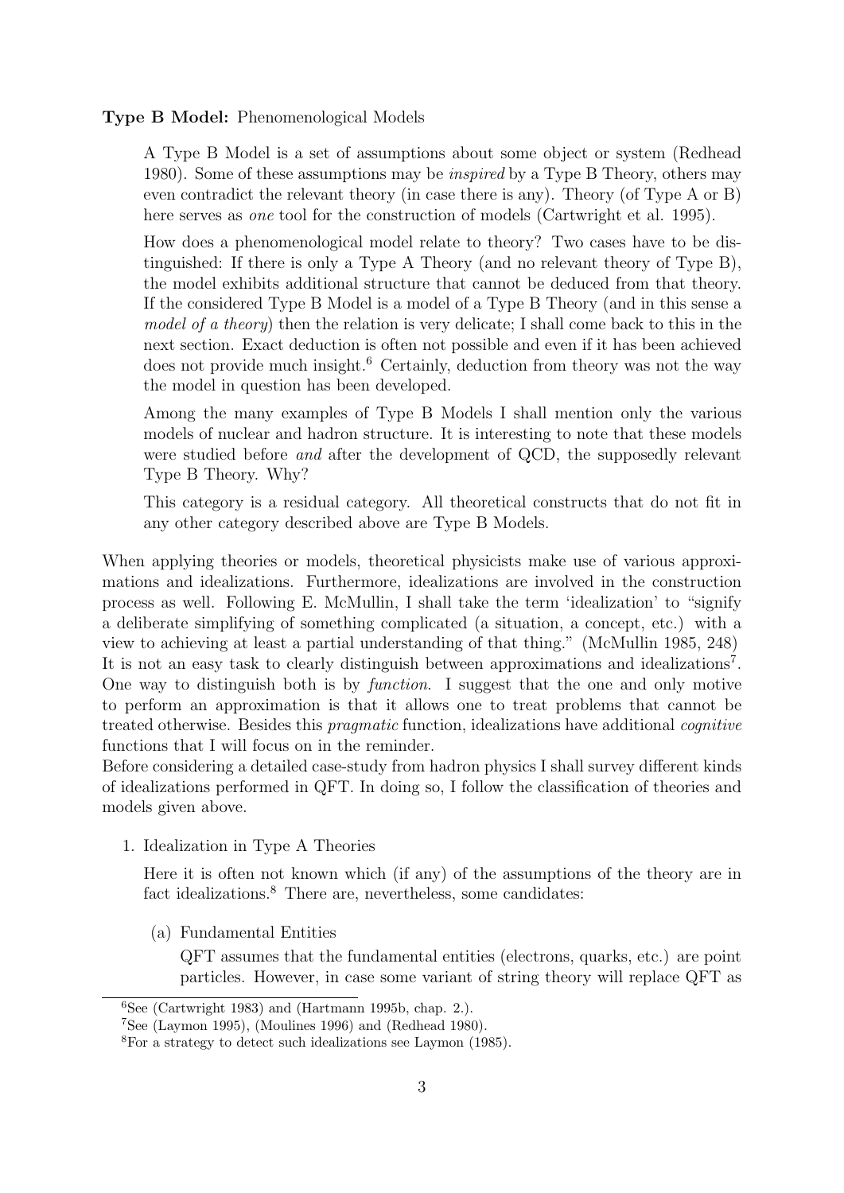**Type B Model:** Phenomenological Models

> A Type B Model is a set of assumptions about some object or system (Redhead 1980). Some of these assumptions may be *inspired* by a Type B Theory, others may even contradict the relevant theory (in case there is any). Theory (of Type A or B) here serves as *one* tool for the construction of models (Cartwright et al. 1995).
>
> How does a phenomenological model relate to theory? Two cases have to be distinguished: If there is only a Type A Theory (and no relevant theory of Type B), the model exhibits additional structure that cannot be deduced from that theory. If the considered Type B Model is a model of a Type B Theory (and in this sense a *model of a theory*) then the relation is very delicate; I shall come back to this in the next section. Exact deduction is often not possible and even if it has been achieved does not provide much insight.[6] Certainly, deduction from theory was not the way the model in question has been developed.
>
> Among the many examples of Type B Models I shall mention only the various models of nuclear and hadron structure. It is interesting to note that these models were studied before *and* after the development of QCD, the supposedly relevant Type B Theory. Why?
>
> This category is a residual category. All theoretical constructs that do not fit in any other category described above are Type B Models.

When applying theories or models, theoretical physicists make use of various approximations and idealizations. Furthermore, idealizations are involved in the construction process as well. Following E. McMullin, I shall take the term 'idealization' to "signify a deliberate simplifying of something complicated (a situation, a concept, etc.) with a view to achieving at least a partial understanding of that thing." (McMullin 1985, 248) It is not an easy task to clearly distinguish between approximations and idealizations[7]. One way to distinguish both is by *function*. I suggest that the one and only motive to perform an approximation is that it allows one to treat problems that cannot be treated otherwise. Besides this *pragmatic* function, idealizations have additional *cognitive* functions that I will focus on in the reminder.
Before considering a detailed case-study from hadron physics I shall survey different kinds of idealizations performed in QFT. In doing so, I follow the classification of theories and models given above.

1. Idealization in Type A Theories

   Here it is often not known which (if any) of the assumptions of the theory are in fact idealizations.[8] There are, nevertheless, some candidates:

   (a) Fundamental Entities

   QFT assumes that the fundamental entities (electrons, quarks, etc.) are point particles. However, in case some variant of string theory will replace QFT as

[6] See (Cartwright 1983) and (Hartmann 1995b, chap. 2.).

[7] See (Laymon 1995), (Moulines 1996) and (Redhead 1980).

[8] For a strategy to detect such idealizations see Laymon (1985).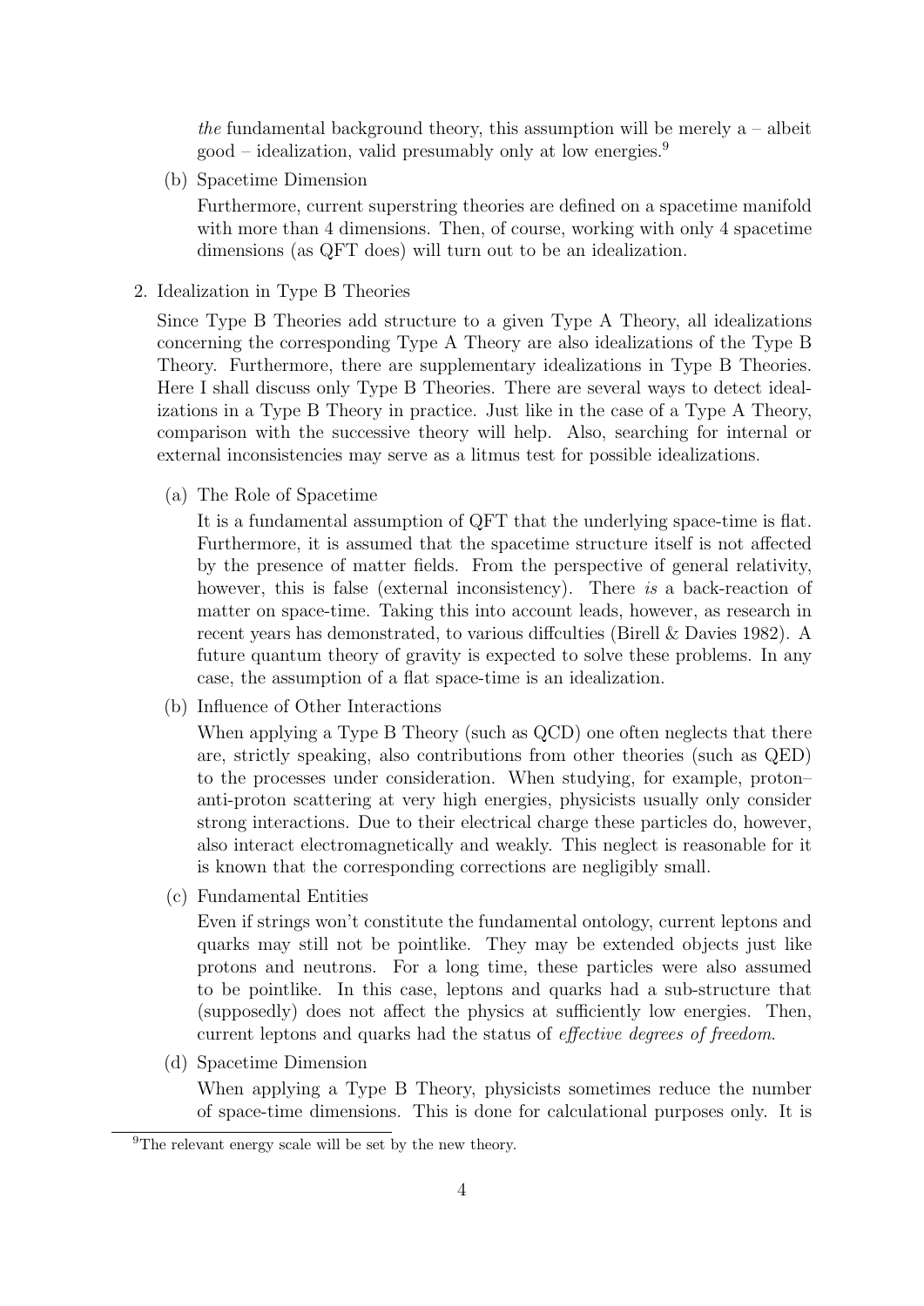*the* fundamental background theory, this assumption will be merely a – albeit good – idealization, valid presumably only at low energies.[9]

(b) Spacetime Dimension

Furthermore, current superstring theories are defined on a spacetime manifold with more than 4 dimensions. Then, of course, working with only 4 spacetime dimensions (as QFT does) will turn out to be an idealization.

2. Idealization in Type B Theories

Since Type B Theories add structure to a given Type A Theory, all idealizations concerning the corresponding Type A Theory are also idealizations of the Type B Theory. Furthermore, there are supplementary idealizations in Type B Theories. Here I shall discuss only Type B Theories. There are several ways to detect idealizations in a Type B Theory in practice. Just like in the case of a Type A Theory, comparison with the successive theory will help. Also, searching for internal or external inconsistencies may serve as a litmus test for possible idealizations.

(a) The Role of Spacetime

It is a fundamental assumption of QFT that the underlying space-time is flat. Furthermore, it is assumed that the spacetime structure itself is not affected by the presence of matter fields. From the perspective of general relativity, however, this is false (external inconsistency). There *is* a back-reaction of matter on space-time. Taking this into account leads, however, as research in recent years has demonstrated, to various diffculties (Birell & Davies 1982). A future quantum theory of gravity is expected to solve these problems. In any case, the assumption of a flat space-time is an idealization.

(b) Influence of Other Interactions

When applying a Type B Theory (such as QCD) one often neglects that there are, strictly speaking, also contributions from other theories (such as QED) to the processes under consideration. When studying, for example, proton–anti-proton scattering at very high energies, physicists usually only consider strong interactions. Due to their electrical charge these particles do, however, also interact electromagnetically and weakly. This neglect is reasonable for it is known that the corresponding corrections are negligibly small.

(c) Fundamental Entities

Even if strings won't constitute the fundamental ontology, current leptons and quarks may still not be pointlike. They may be extended objects just like protons and neutrons. For a long time, these particles were also assumed to be pointlike. In this case, leptons and quarks had a sub-structure that (supposedly) does not affect the physics at sufficiently low energies. Then, current leptons and quarks had the status of *effective degrees of freedom*.

(d) Spacetime Dimension

When applying a Type B Theory, physicists sometimes reduce the number of space-time dimensions. This is done for calculational purposes only. It is

[9] The relevant energy scale will be set by the new theory.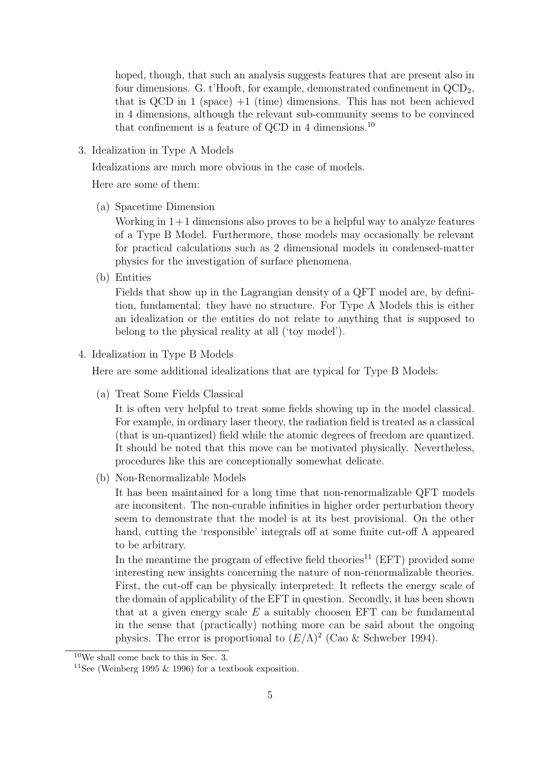hoped, though, that such an analysis suggests features that are present also in four dimensions. G. t'Hooft, for example, demonstrated confinement in $QCD_2$, that is QCD in 1 (space) +1 (time) dimensions. This has not been achieved in 4 dimensions, although the relevant sub-community seems to be convinced that confinement is a feature of QCD in 4 dimensions.[10]

3. Idealization in Type A Models

   Idealizations are much more obvious in the case of models.

   Here are some of them:

   (a) Spacetime Dimension

   Working in $1+1$ dimensions also proves to be a helpful way to analyze features of a Type B Model. Furthermore, those models may occasionally be relevant for practical calculations such as 2 dimensional models in condensed-matter physics for the investigation of surface phenomena.

   (b) Entities

   Fields that show up in the Lagrangian density of a QFT model are, by definition, fundamental: they have no structure. For Type A Models this is either an idealization or the entities do not relate to anything that is supposed to belong to the physical reality at all ('toy model').

4. Idealization in Type B Models

   Here are some additional idealizations that are typical for Type B Models:

   (a) Treat Some Fields Classical

   It is often very helpful to treat some fields showing up in the model classical. For example, in ordinary laser theory, the radiation field is treated as a classical (that is un-quantized) field while the atomic degrees of freedom are quantized. It should be noted that this move can be motivated physically. Nevertheless, procedures like this are conceptionally somewhat delicate.

   (b) Non-Renormalizable Models

   It has been maintained for a long time that non-renormalizable QFT models are inconsitent. The non-curable infinities in higher order perturbation theory seem to demonstrate that the model is at its best provisional. On the other hand, cutting the 'responsible' integrals off at some finite cut-off $\Lambda$ appeared to be arbitrary.

   In the meantime the program of effective field theories[11] (EFT) provided some interesting new insights concerning the nature of non-renormalizable theories. First, the cut-off can be physically interpreted: It reflects the energy scale of the domain of applicability of the EFT in question. Secondly, it has been shown that at a given energy scale $E$ a suitably choosen EFT can be fundamental in the sense that (practically) nothing more can be said about the ongoing physics. The error is proportional to $(E/\Lambda)^2$ (Cao & Schweber 1994).

---

[10] We shall come back to this in Sec. 3.

[11] See (Weinberg 1995 & 1996) for a textbook exposition.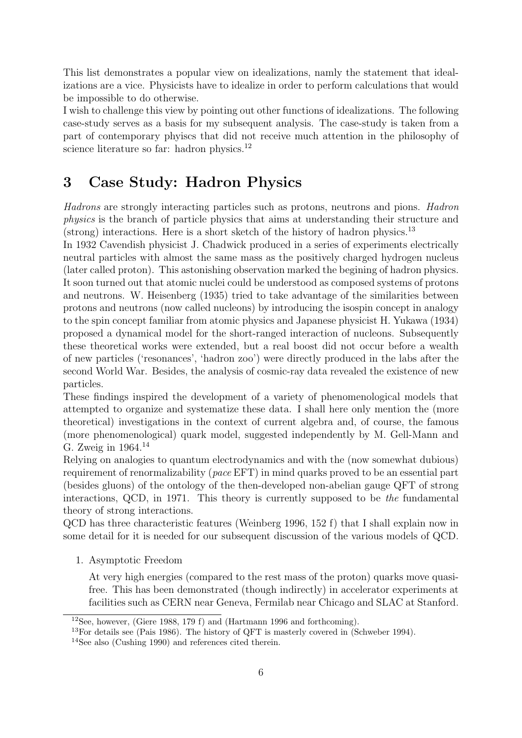This list demonstrates a popular view on idealizations, namely the statement that idealizations are a vice. Physicists have to idealize in order to perform calculations that would be impossible to do otherwise.

I wish to challenge this view by pointing out other functions of idealizations. The following case-study serves as a basis for my subsequent analysis. The case-study is taken from a part of contemporary phyiscs that did not receive much attention in the philosophy of science literature so far: hadron physics.[12]

# 3 Case Study: Hadron Physics

*Hadrons* are strongly interacting particles such as protons, neutrons and pions. *Hadron physics* is the branch of particle physics that aims at understanding their structure and (strong) interactions. Here is a short sketch of the history of hadron physics.[13]

In 1932 Cavendish physicist J. Chadwick produced in a series of experiments electrically neutral particles with almost the same mass as the positively charged hydrogen nucleus (later called proton). This astonishing observation marked the begining of hadron physics. It soon turned out that atomic nuclei could be understood as composed systems of protons and neutrons. W. Heisenberg (1935) tried to take advantage of the similarities between protons and neutrons (now called nucleons) by introducing the isospin concept in analogy to the spin concept familiar from atomic physics and Japanese physicist H. Yukawa (1934) proposed a dynamical model for the short-ranged interaction of nucleons. Subsequently these theoretical works were extended, but a real boost did not occur before a wealth of new particles ('resonances', 'hadron zoo') were directly produced in the labs after the second World War. Besides, the analysis of cosmic-ray data revealed the existence of new particles.

These findings inspired the development of a variety of phenomenological models that attempted to organize and systematize these data. I shall here only mention the (more theoretical) investigations in the context of current algebra and, of course, the famous (more phenomenological) quark model, suggested independently by M. Gell-Mann and G. Zweig in 1964.[14]

Relying on analogies to quantum electrodynamics and with the (now somewhat dubious) requirement of renormalizability (*pace* EFT) in mind quarks proved to be an essential part (besides gluons) of the ontology of the then-developed non-abelian gauge QFT of strong interactions, QCD, in 1971. This theory is currently supposed to be *the* fundamental theory of strong interactions.

QCD has three characteristic features (Weinberg 1996, 152 f) that I shall explain now in some detail for it is needed for our subsequent discussion of the various models of QCD.

1. Asymptotic Freedom

   At very high energies (compared to the rest mass of the proton) quarks move quasi-free. This has been demonstrated (though indirectly) in accelerator experiments at facilities such as CERN near Geneva, Fermilab near Chicago and SLAC at Stanford.

---

[12] See, however, (Giere 1988, 179 f) and (Hartmann 1996 and forthcoming).

[13] For details see (Pais 1986). The history of QFT is masterly covered in (Schweber 1994).

[14] See also (Cushing 1990) and references cited therein.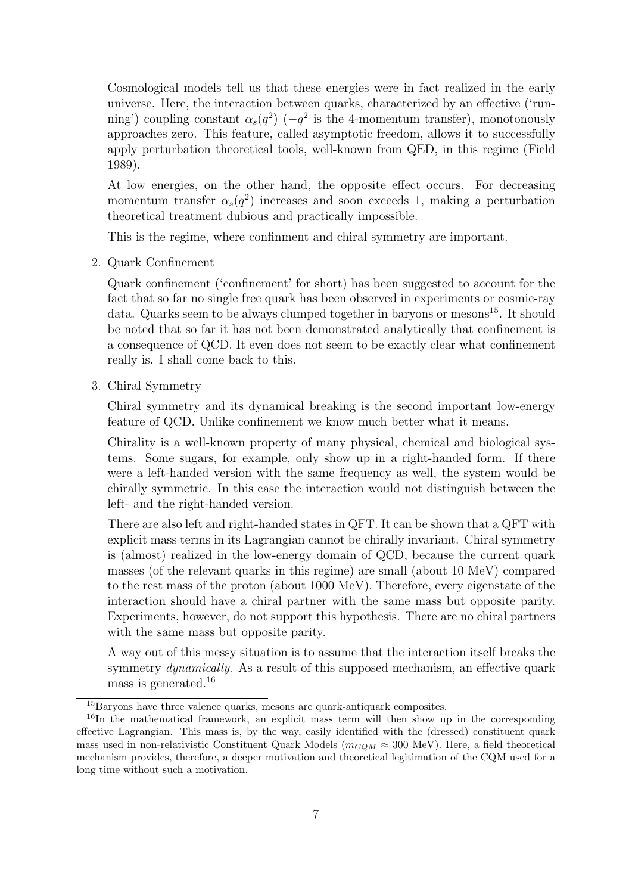Cosmological models tell us that these energies were in fact realized in the early universe. Here, the interaction between quarks, characterized by an effective ('running') coupling constant $\alpha_s(q^2)$ ($-q^2$ is the 4-momentum transfer), monotonously approaches zero. This feature, called asymptotic freedom, allows it to successfully apply perturbation theoretical tools, well-known from QED, in this regime (Field 1989).

At low energies, on the other hand, the opposite effect occurs. For decreasing momentum transfer $\alpha_s(q^2)$ increases and soon exceeds 1, making a perturbation theoretical treatment dubious and practically impossible.

This is the regime, where confinment and chiral symmetry are important.

2. Quark Confinement

   Quark confinement ('confinement' for short) has been suggested to account for the fact that so far no single free quark has been observed in experiments or cosmic-ray data. Quarks seem to be always clumped together in baryons or mesons[15]. It should be noted that so far it has not been demonstrated analytically that confinement is a consequence of QCD. It even does not seem to be exactly clear what confinement really is. I shall come back to this.

3. Chiral Symmetry

   Chiral symmetry and its dynamical breaking is the second important low-energy feature of QCD. Unlike confinement we know much better what it means.

   Chirality is a well-known property of many physical, chemical and biological systems. Some sugars, for example, only show up in a right-handed form. If there were a left-handed version with the same frequency as well, the system would be chirally symmetric. In this case the interaction would not distinguish between the left- and the right-handed version.

   There are also left and right-handed states in QFT. It can be shown that a QFT with explicit mass terms in its Lagrangian cannot be chirally invariant. Chiral symmetry is (almost) realized in the low-energy domain of QCD, because the current quark masses (of the relevant quarks in this regime) are small (about 10 MeV) compared to the rest mass of the proton (about 1000 MeV). Therefore, every eigenstate of the interaction should have a chiral partner with the same mass but opposite parity. Experiments, however, do not support this hypothesis. There are no chiral partners with the same mass but opposite parity.

   A way out of this messy situation is to assume that the interaction itself breaks the symmetry *dynamically*. As a result of this supposed mechanism, an effective quark mass is generated.[16]

---

[15] Baryons have three valence quarks, mesons are quark-antiquark composites.

[16] In the mathematical framework, an explicit mass term will then show up in the corresponding effective Lagrangian. This mass is, by the way, easily identified with the (dressed) constituent quark mass used in non-relativistic Constituent Quark Models ($m_{CQM} \approx 300$ MeV). Here, a field theoretical mechanism provides, therefore, a deeper motivation and theoretical legitimation of the CQM used for a long time without such a motivation.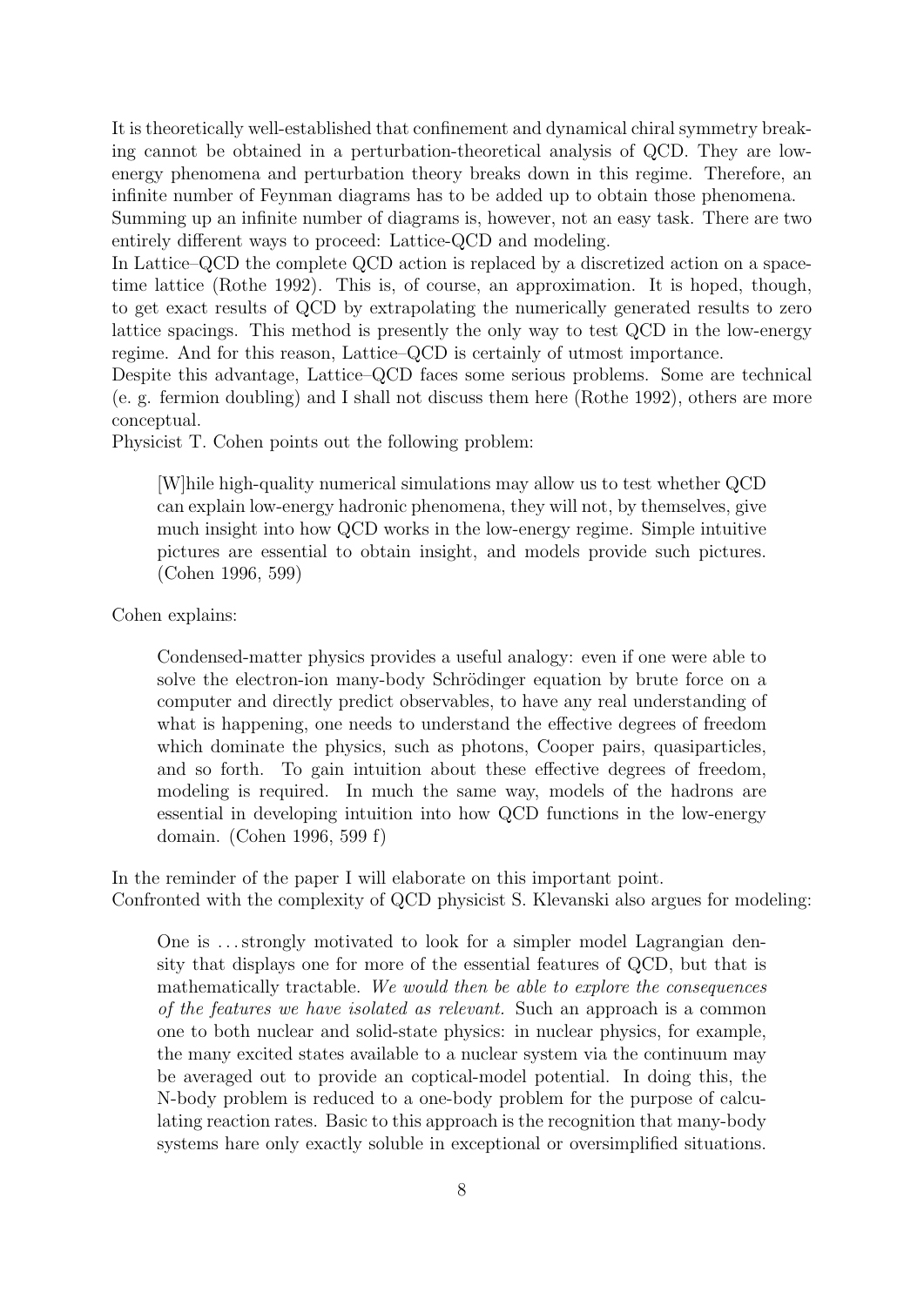It is theoretically well-established that confinement and dynamical chiral symmetry breaking cannot be obtained in a perturbation-theoretical analysis of QCD. They are low-energy phenomena and perturbation theory breaks down in this regime. Therefore, an infinite number of Feynman diagrams has to be added up to obtain those phenomena.
Summing up an infinite number of diagrams is, however, not an easy task. There are two entirely different ways to proceed: Lattice-QCD and modeling.
In Lattice–QCD the complete QCD action is replaced by a discretized action on a space-time lattice (Rothe 1992). This is, of course, an approximation. It is hoped, though, to get exact results of QCD by extrapolating the numerically generated results to zero lattice spacings. This method is presently the only way to test QCD in the low-energy regime. And for this reason, Lattice–QCD is certainly of utmost importance.
Despite this advantage, Lattice–QCD faces some serious problems. Some are technical (e. g. fermion doubling) and I shall not discuss them here (Rothe 1992), others are more conceptual.
Physicist T. Cohen points out the following problem:

> [W]hile high-quality numerical simulations may allow us to test whether QCD can explain low-energy hadronic phenomena, they will not, by themselves, give much insight into how QCD works in the low-energy regime. Simple intuitive pictures are essential to obtain insight, and models provide such pictures. (Cohen 1996, 599)

Cohen explains:

> Condensed-matter physics provides a useful analogy: even if one were able to solve the electron-ion many-body Schrödinger equation by brute force on a computer and directly predict observables, to have any real understanding of what is happening, one needs to understand the effective degrees of freedom which dominate the physics, such as photons, Cooper pairs, quasiparticles, and so forth. To gain intuition about these effective degrees of freedom, modeling is required. In much the same way, models of the hadrons are essential in developing intuition into how QCD functions in the low-energy domain. (Cohen 1996, 599 f)

In the reminder of the paper I will elaborate on this important point.
Confronted with the complexity of QCD physicist S. Klevanski also argues for modeling:

> One is ... strongly motivated to look for a simpler model Lagrangian density that displays one for more of the essential features of QCD, but that is mathematically tractable. *We would then be able to explore the consequences of the features we have isolated as relevant.* Such an approach is a common one to both nuclear and solid-state physics: in nuclear physics, for example, the many excited states available to a nuclear system via the continuum may be averaged out to provide an coptical-model potential. In doing this, the N-body problem is reduced to a one-body problem for the purpose of calculating reaction rates. Basic to this approach is the recognition that many-body systems hare only exactly soluble in exceptional or oversimplified situations.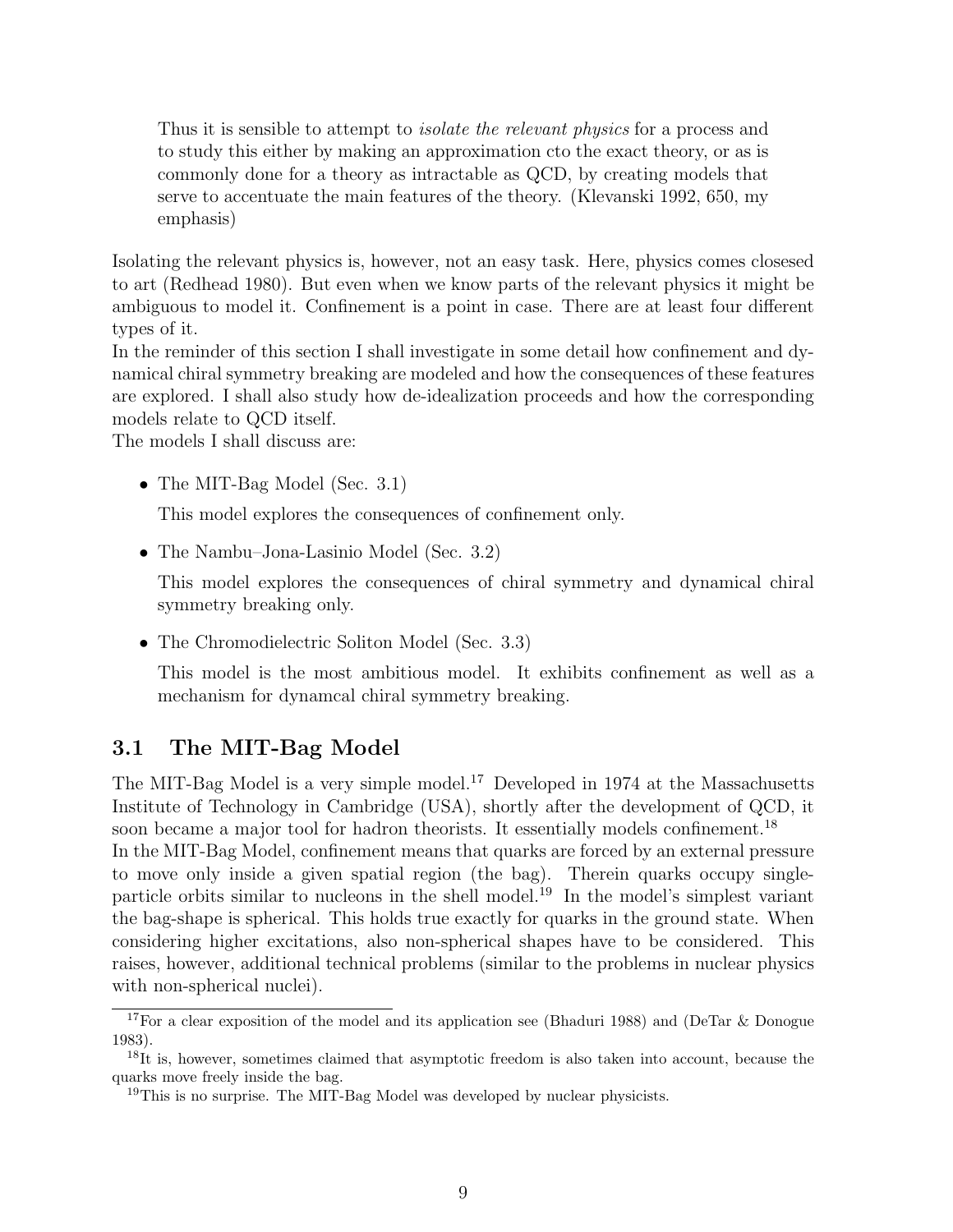> Thus it is sensible to attempt to *isolate the relevant physics* for a process and to study this either by making an approximation cto the exact theory, or as is commonly done for a theory as intractable as QCD, by creating models that serve to accentuate the main features of the theory. (Klevanski 1992, 650, my emphasis)

Isolating the relevant physics is, however, not an easy task. Here, physics comes closesed to art (Redhead 1980). But even when we know parts of the relevant physics it might be ambiguous to model it. Confinement is a point in case. There are at least four different types of it.

In the reminder of this section I shall investigate in some detail how confinement and dynamical chiral symmetry breaking are modeled and how the consequences of these features are explored. I shall also study how de-idealization proceeds and how the corresponding models relate to QCD itself.

The models I shall discuss are:

- The MIT-Bag Model (Sec. 3.1)

  This model explores the consequences of confinement only.

- The Nambu–Jona-Lasinio Model (Sec. 3.2)

  This model explores the consequences of chiral symmetry and dynamical chiral symmetry breaking only.

- The Chromodielectric Soliton Model (Sec. 3.3)

  This model is the most ambitious model. It exhibits confinement as well as a mechanism for dynamcal chiral symmetry breaking.

### 3.1 The MIT-Bag Model

The MIT-Bag Model is a very simple model.[17] Developed in 1974 at the Massachusetts Institute of Technology in Cambridge (USA), shortly after the development of QCD, it soon became a major tool for hadron theorists. It essentially models confinement.[18]

In the MIT-Bag Model, confinement means that quarks are forced by an external pressure to move only inside a given spatial region (the bag). Therein quarks occupy single-particle orbits similar to nucleons in the shell model.[19] In the model's simplest variant the bag-shape is spherical. This holds true exactly for quarks in the ground state. When considering higher excitations, also non-spherical shapes have to be considered. This raises, however, additional technical problems (similar to the problems in nuclear physics with non-spherical nuclei).

---

[17] For a clear exposition of the model and its application see (Bhaduri 1988) and (DeTar & Donogue 1983).

[18] It is, however, sometimes claimed that asymptotic freedom is also taken into account, because the quarks move freely inside the bag.

[19] This is no surprise. The MIT-Bag Model was developed by nuclear physicists.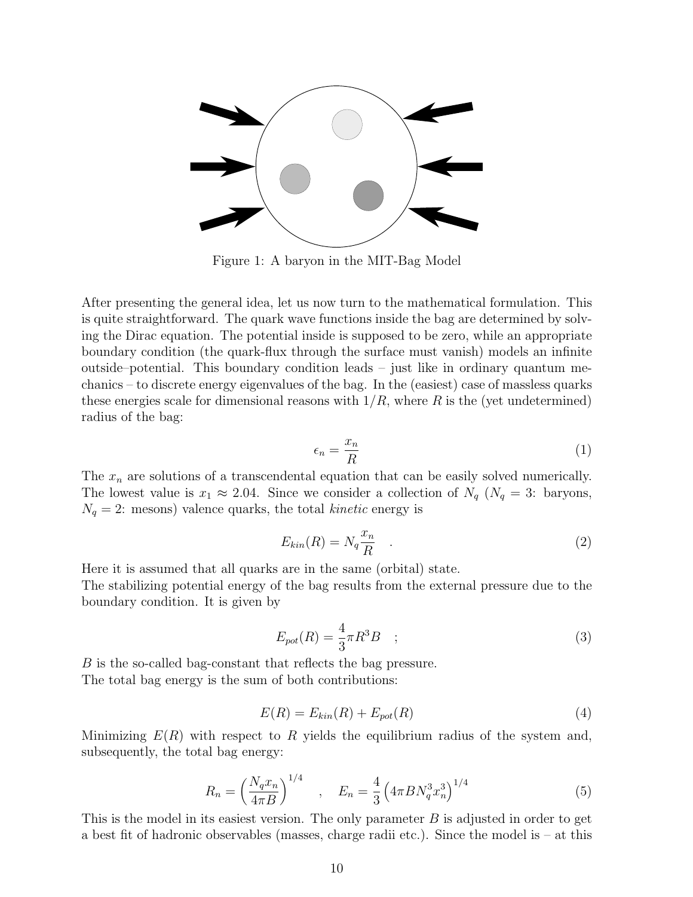Figure 1: A baryon in the MIT-Bag Model

After presenting the general idea, let us now turn to the mathematical formulation. This is quite straightforward. The quark wave functions inside the bag are determined by solving the Dirac equation. The potential inside is supposed to be zero, while an appropriate boundary condition (the quark-flux through the surface must vanish) models an infinite outside–potential. This boundary condition leads – just like in ordinary quantum mechanics – to discrete energy eigenvalues of the bag. In the (easiest) case of massless quarks these energies scale for dimensional reasons with $1/R$, where $R$ is the (yet undetermined) radius of the bag:

$$\epsilon_n = \frac{x_n}{R} \tag{1}$$

The $x_n$ are solutions of a transcendental equation that can be easily solved numerically. The lowest value is $x_1 \approx 2.04$. Since we consider a collection of $N_q$ ($N_q = 3$: baryons, $N_q = 2$: mesons) valence quarks, the total *kinetic* energy is

$$E_{kin}(R) = N_q \frac{x_n}{R} \quad . \tag{2}$$

Here it is assumed that all quarks are in the same (orbital) state.
The stabilizing potential energy of the bag results from the external pressure due to the boundary condition. It is given by

$$E_{pot}(R) = \frac{4}{3}\pi R^3 B \quad ; \tag{3}$$

$B$ is the so-called bag-constant that reflects the bag pressure.
The total bag energy is the sum of both contributions:

$$E(R) = E_{kin}(R) + E_{pot}(R) \tag{4}$$

Minimizing $E(R)$ with respect to $R$ yields the equilibrium radius of the system and, subsequently, the total bag energy:

$$R_n = \left(\frac{N_q x_n}{4\pi B}\right)^{1/4} \quad , \quad E_n = \frac{4}{3}\left(4\pi B N_q^3 x_n^3\right)^{1/4} \tag{5}$$

This is the model in its easiest version. The only parameter $B$ is adjusted in order to get a best fit of hadronic observables (masses, charge radii etc.). Since the model is – at this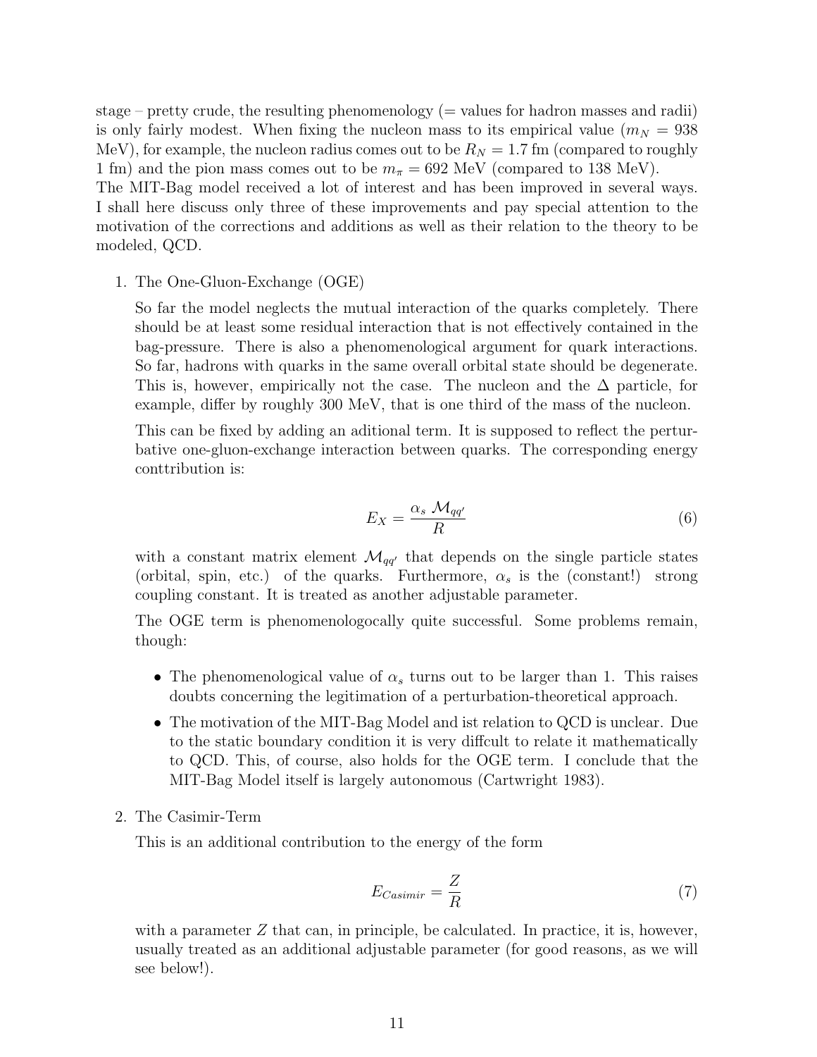stage – pretty crude, the resulting phenomenology (= values for hadron masses and radii) is only fairly modest. When fixing the nucleon mass to its empirical value ($m_N = 938$ MeV), for example, the nucleon radius comes out to be $R_N = 1.7$ fm (compared to roughly 1 fm) and the pion mass comes out to be $m_\pi = 692$ MeV (compared to 138 MeV).
The MIT-Bag model received a lot of interest and has been improved in several ways. I shall here discuss only three of these improvements and pay special attention to the motivation of the corrections and additions as well as their relation to the theory to be modeled, QCD.

1. The One-Gluon-Exchange (OGE)

   So far the model neglects the mutual interaction of the quarks completely. There should be at least some residual interaction that is not effectively contained in the bag-pressure. There is also a phenomenological argument for quark interactions. So far, hadrons with quarks in the same overall orbital state should be degenerate. This is, however, empirically not the case. The nucleon and the $\Delta$ particle, for example, differ by roughly 300 MeV, that is one third of the mass of the nucleon.

   This can be fixed by adding an aditional term. It is supposed to reflect the perturbative one-gluon-exchange interaction between quarks. The corresponding energy conttribution is:

   $$E_X = \frac{\alpha_s \; \mathcal{M}_{qq'}}{R} \tag{6}$$

   with a constant matrix element $\mathcal{M}_{qq'}$ that depends on the single particle states (orbital, spin, etc.) of the quarks. Furthermore, $\alpha_s$ is the (constant!) strong coupling constant. It is treated as another adjustable parameter.

   The OGE term is phenomenologocally quite successful. Some problems remain, though:

   - The phenomenological value of $\alpha_s$ turns out to be larger than 1. This raises doubts concerning the legitimation of a perturbation-theoretical approach.
   - The motivation of the MIT-Bag Model and ist relation to QCD is unclear. Due to the static boundary condition it is very diffcult to relate it mathematically to QCD. This, of course, also holds for the OGE term. I conclude that the MIT-Bag Model itself is largely autonomous (Cartwright 1983).

2. The Casimir-Term

   This is an additional contribution to the energy of the form

   $$E_{Casimir} = \frac{Z}{R} \tag{7}$$

   with a parameter $Z$ that can, in principle, be calculated. In practice, it is, however, usually treated as an additional adjustable parameter (for good reasons, as we will see below!).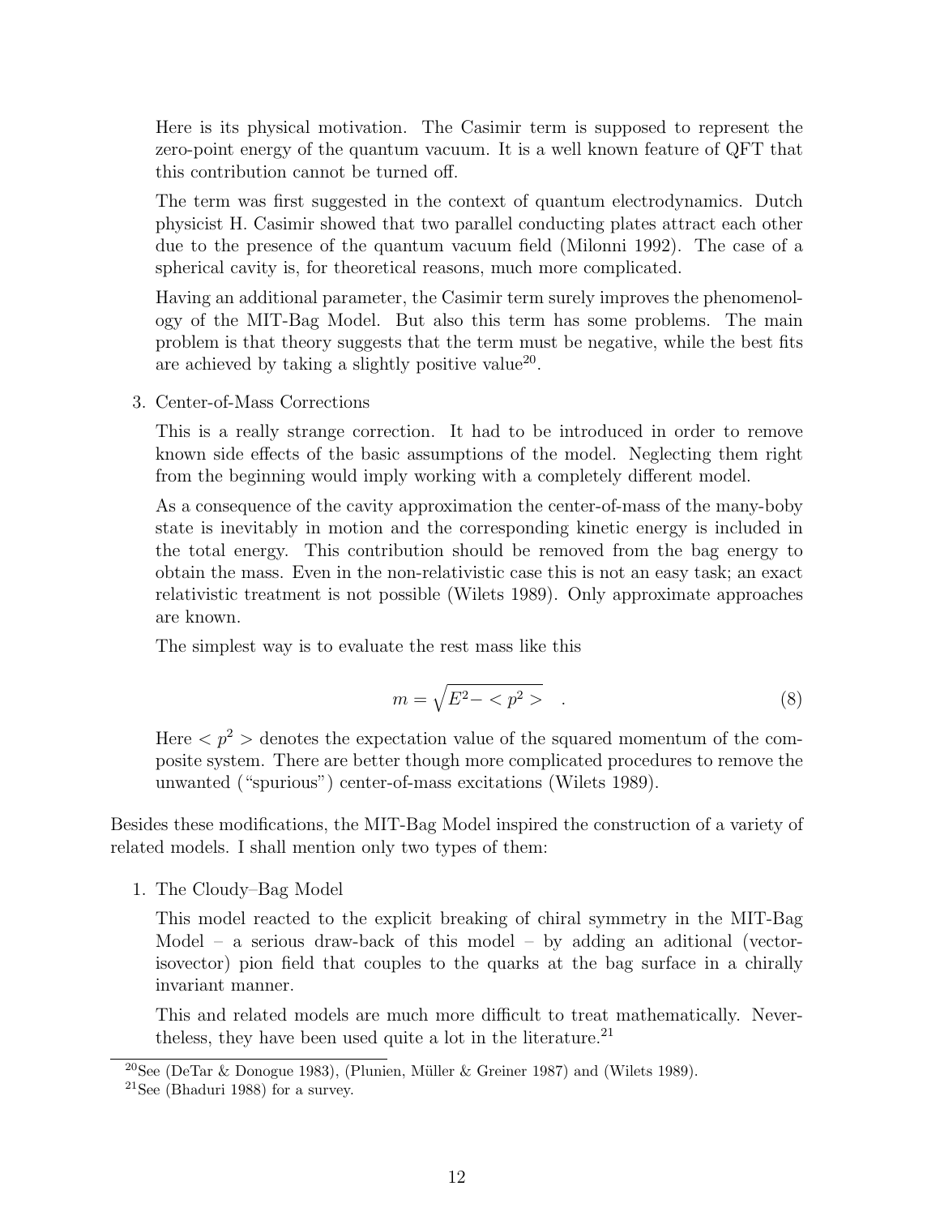Here is its physical motivation. The Casimir term is supposed to represent the zero-point energy of the quantum vacuum. It is a well known feature of QFT that this contribution cannot be turned off.

The term was first suggested in the context of quantum electrodynamics. Dutch physicist H. Casimir showed that two parallel conducting plates attract each other due to the presence of the quantum vacuum field (Milonni 1992). The case of a spherical cavity is, for theoretical reasons, much more complicated.

Having an additional parameter, the Casimir term surely improves the phenomenology of the MIT-Bag Model. But also this term has some problems. The main problem is that theory suggests that the term must be negative, while the best fits are achieved by taking a slightly positive value[20].

3. Center-of-Mass Corrections

   This is a really strange correction. It had to be introduced in order to remove known side effects of the basic assumptions of the model. Neglecting them right from the beginning would imply working with a completely different model.

   As a consequence of the cavity approximation the center-of-mass of the many-boby state is inevitably in motion and the corresponding kinetic energy is included in the total energy. This contribution should be removed from the bag energy to obtain the mass. Even in the non-relativistic case this is not an easy task; an exact relativistic treatment is not possible (Wilets 1989). Only approximate approaches are known.

   The simplest way is to evaluate the rest mass like this

$$m = \sqrt{E^2 - < p^2 >} \quad . \tag{8}$$

   Here $< p^2 >$ denotes the expectation value of the squared momentum of the composite system. There are better though more complicated procedures to remove the unwanted ("spurious") center-of-mass excitations (Wilets 1989).

Besides these modifications, the MIT-Bag Model inspired the construction of a variety of related models. I shall mention only two types of them:

1. The Cloudy–Bag Model

   This model reacted to the explicit breaking of chiral symmetry in the MIT-Bag Model – a serious draw-back of this model – by adding an aditional (vector-isovector) pion field that couples to the quarks at the bag surface in a chirally invariant manner.

   This and related models are much more difficult to treat mathematically. Nevertheless, they have been used quite a lot in the literature.[21]

[20] See (DeTar & Donogue 1983), (Plunien, Müller & Greiner 1987) and (Wilets 1989).

[21] See (Bhaduri 1988) for a survey.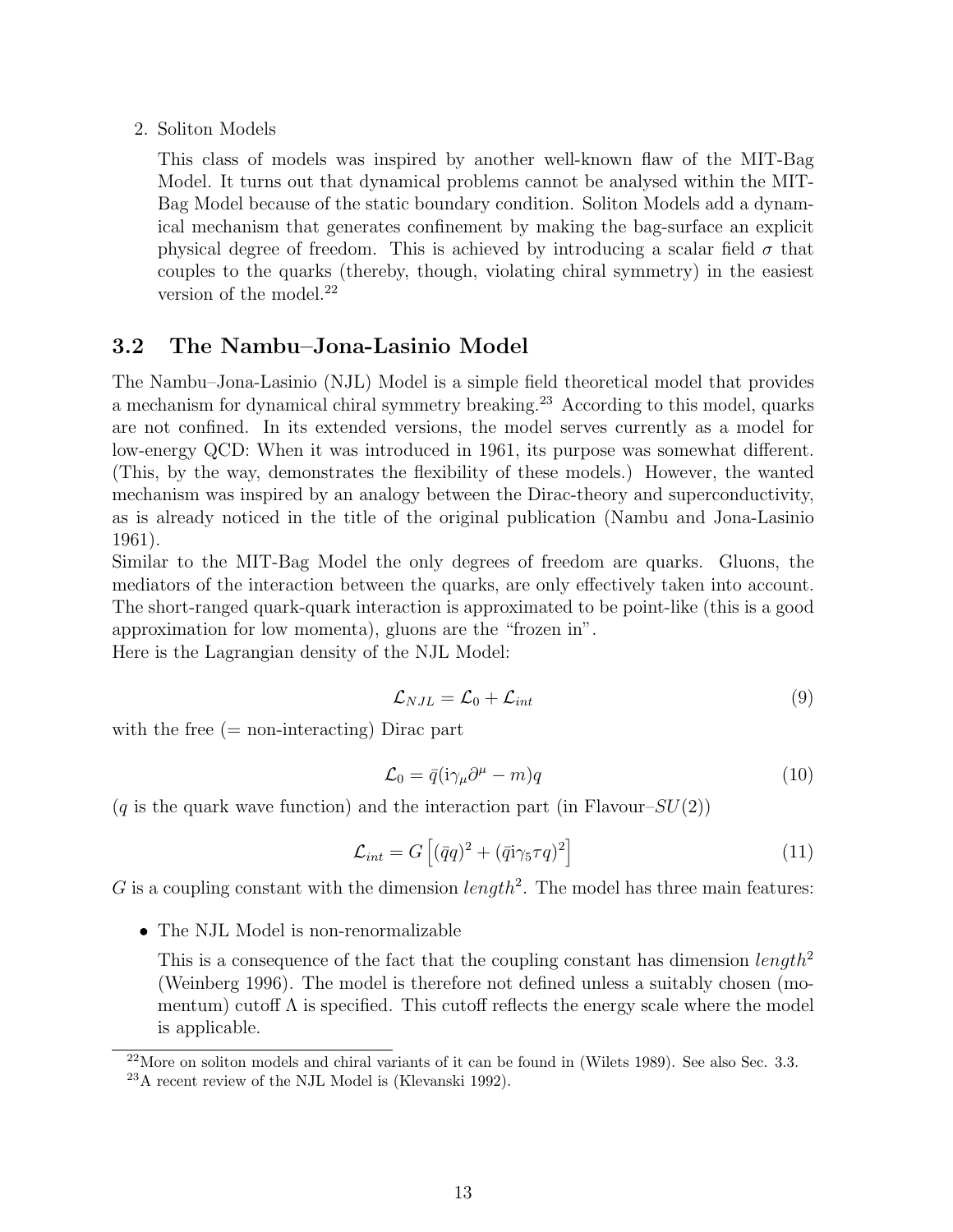2. Soliton Models

   This class of models was inspired by another well-known flaw of the MIT-Bag Model. It turns out that dynamical problems cannot be analysed within the MIT-Bag Model because of the static boundary condition. Soliton Models add a dynamical mechanism that generates confinement by making the bag-surface an explicit physical degree of freedom. This is achieved by introducing a scalar field $\sigma$ that couples to the quarks (thereby, though, violating chiral symmetry) in the easiest version of the model.[22]

## 3.2 The Nambu–Jona-Lasinio Model

The Nambu–Jona-Lasinio (NJL) Model is a simple field theoretical model that provides a mechanism for dynamical chiral symmetry breaking.[23] According to this model, quarks are not confined. In its extended versions, the model serves currently as a model for low-energy QCD: When it was introduced in 1961, its purpose was somewhat different. (This, by the way, demonstrates the flexibility of these models.) However, the wanted mechanism was inspired by an analogy between the Dirac-theory and superconductivity, as is already noticed in the title of the original publication (Nambu and Jona-Lasinio 1961).

Similar to the MIT-Bag Model the only degrees of freedom are quarks. Gluons, the mediators of the interaction between the quarks, are only effectively taken into account. The short-ranged quark-quark interaction is approximated to be point-like (this is a good approximation for low momenta), gluons are the "frozen in".

Here is the Lagrangian density of the NJL Model:

$$\mathcal{L}_{NJL} = \mathcal{L}_0 + \mathcal{L}_{int} \tag{9}$$

with the free (= non-interacting) Dirac part

$$\mathcal{L}_0 = \bar{q}(\mathrm{i}\gamma_\mu \partial^\mu - m)q \tag{10}$$

($q$ is the quark wave function) and the interaction part (in Flavour–$SU(2)$)

$$\mathcal{L}_{int} = G\left[(\bar{q}q)^2 + (\bar{q}\mathrm{i}\gamma_5 \tau q)^2\right] \tag{11}$$

$G$ is a coupling constant with the dimension $length^2$. The model has three main features:

- The NJL Model is non-renormalizable

  This is a consequence of the fact that the coupling constant has dimension $length^2$ (Weinberg 1996). The model is therefore not defined unless a suitably chosen (momentum) cutoff $\Lambda$ is specified. This cutoff reflects the energy scale where the model is applicable.

---

[22] More on soliton models and chiral variants of it can be found in (Wilets 1989). See also Sec. 3.3.

[23] A recent review of the NJL Model is (Klevanski 1992).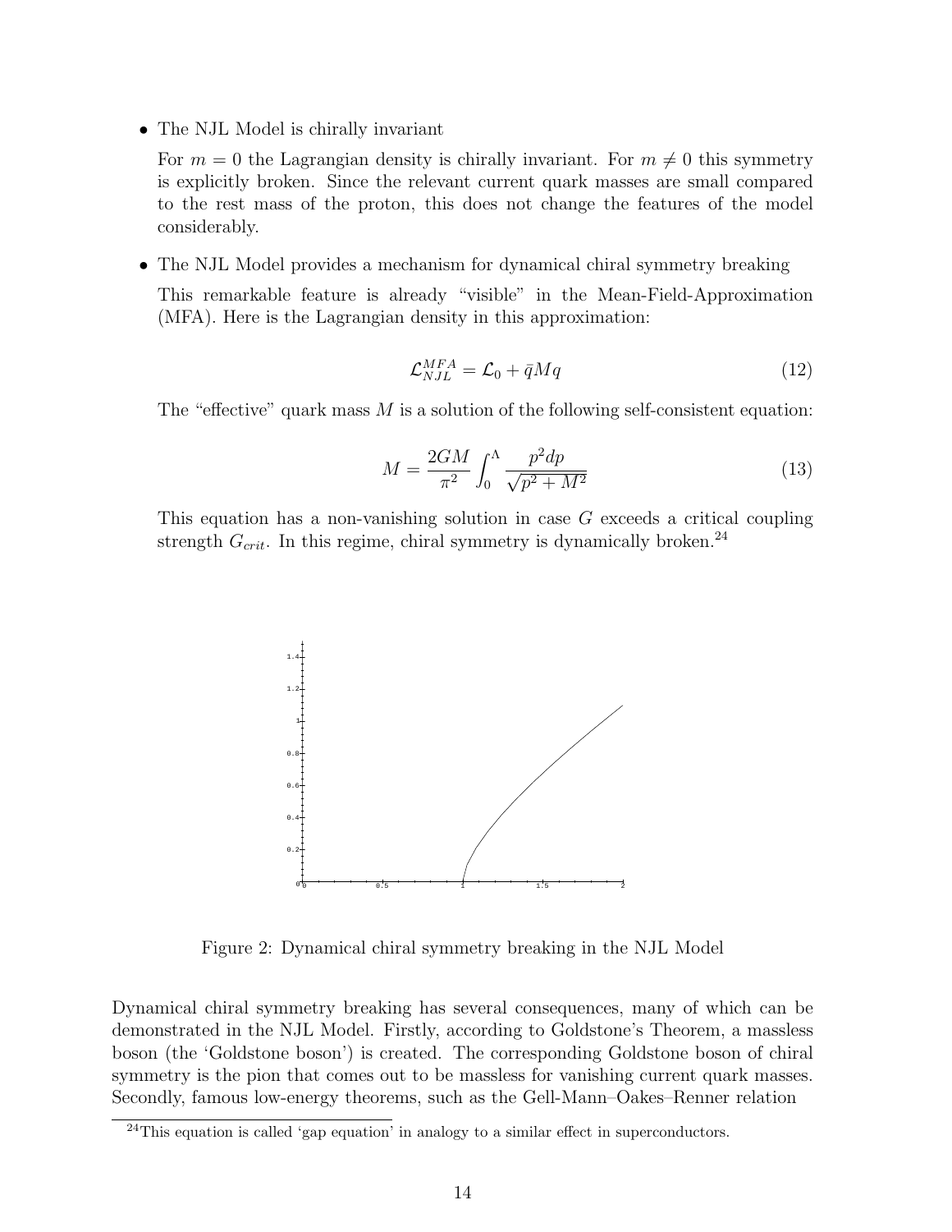- The NJL Model is chirally invariant

  For $m = 0$ the Lagrangian density is chirally invariant. For $m \neq 0$ this symmetry is explicitly broken. Since the relevant current quark masses are small compared to the rest mass of the proton, this does not change the features of the model considerably.

- The NJL Model provides a mechanism for dynamical chiral symmetry breaking

  This remarkable feature is already "visible" in the Mean-Field-Approximation (MFA). Here is the Lagrangian density in this approximation:

$$\mathcal{L}_{NJL}^{MFA} = \mathcal{L}_0 + \bar{q}Mq \tag{12}$$

  The "effective" quark mass $M$ is a solution of the following self-consistent equation:

$$M = \frac{2GM}{\pi^2} \int_0^{\Lambda} \frac{p^2 dp}{\sqrt{p^2 + M^2}} \tag{13}$$

  This equation has a non-vanishing solution in case $G$ exceeds a critical coupling strength $G_{crit}$. In this regime, chiral symmetry is dynamically broken.[24]

Figure 2: Dynamical chiral symmetry breaking in the NJL Model

Dynamical chiral symmetry breaking has several consequences, many of which can be demonstrated in the NJL Model. Firstly, according to Goldstone's Theorem, a massless boson (the 'Goldstone boson') is created. The corresponding Goldstone boson of chiral symmetry is the pion that comes out to be massless for vanishing current quark masses. Secondly, famous low-energy theorems, such as the Gell-Mann–Oakes–Renner relation

[24] This equation is called 'gap equation' in analogy to a similar effect in superconductors.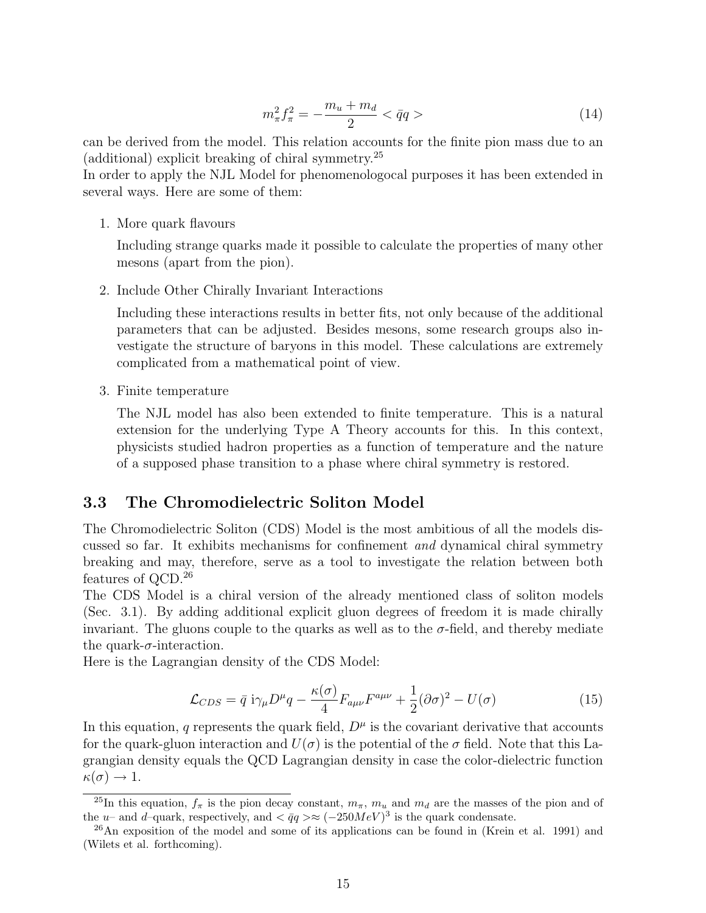$$m_\pi^2 f_\pi^2 = -\frac{m_u + m_d}{2} < \bar{q}q > \tag{14}$$

can be derived from the model. This relation accounts for the finite pion mass due to an (additional) explicit breaking of chiral symmetry.[25]

In order to apply the NJL Model for phenomenologocal purposes it has been extended in several ways. Here are some of them:

1. More quark flavours

   Including strange quarks made it possible to calculate the properties of many other mesons (apart from the pion).

2. Include Other Chirally Invariant Interactions

   Including these interactions results in better fits, not only because of the additional parameters that can be adjusted. Besides mesons, some research groups also investigate the structure of baryons in this model. These calculations are extremely complicated from a mathematical point of view.

3. Finite temperature

   The NJL model has also been extended to finite temperature. This is a natural extension for the underlying Type A Theory accounts for this. In this context, physicists studied hadron properties as a function of temperature and the nature of a supposed phase transition to a phase where chiral symmetry is restored.

### 3.3 The Chromodielectric Soliton Model

The Chromodielectric Soliton (CDS) Model is the most ambitious of all the models discussed so far. It exhibits mechanisms for confinement *and* dynamical chiral symmetry breaking and may, therefore, serve as a tool to investigate the relation between both features of QCD.[26]

The CDS Model is a chiral version of the already mentioned class of soliton models (Sec. 3.1). By adding additional explicit gluon degrees of freedom it is made chirally invariant. The gluons couple to the quarks as well as to the $\sigma$-field, and thereby mediate the quark-$\sigma$-interaction.

Here is the Lagrangian density of the CDS Model:

$$\mathcal{L}_{CDS} = \bar{q}\ \mathrm{i}\gamma_\mu D^\mu q - \frac{\kappa(\sigma)}{4} F_{a\mu\nu} F^{a\mu\nu} + \frac{1}{2}(\partial\sigma)^2 - U(\sigma) \tag{15}$$

In this equation, $q$ represents the quark field, $D^\mu$ is the covariant derivative that accounts for the quark-gluon interaction and $U(\sigma)$ is the potential of the $\sigma$ field. Note that this Lagrangian density equals the QCD Lagrangian density in case the color-dielectric function $\kappa(\sigma) \to 1$.

[25] In this equation, $f_\pi$ is the pion decay constant, $m_\pi$, $m_u$ and $m_d$ are the masses of the pion and of the $u$– and $d$–quark, respectively, and $< \bar{q}q > \approx (-250 MeV)^3$ is the quark condensate.

[26] An exposition of the model and some of its applications can be found in (Krein et al. 1991) and (Wilets et al. forthcoming).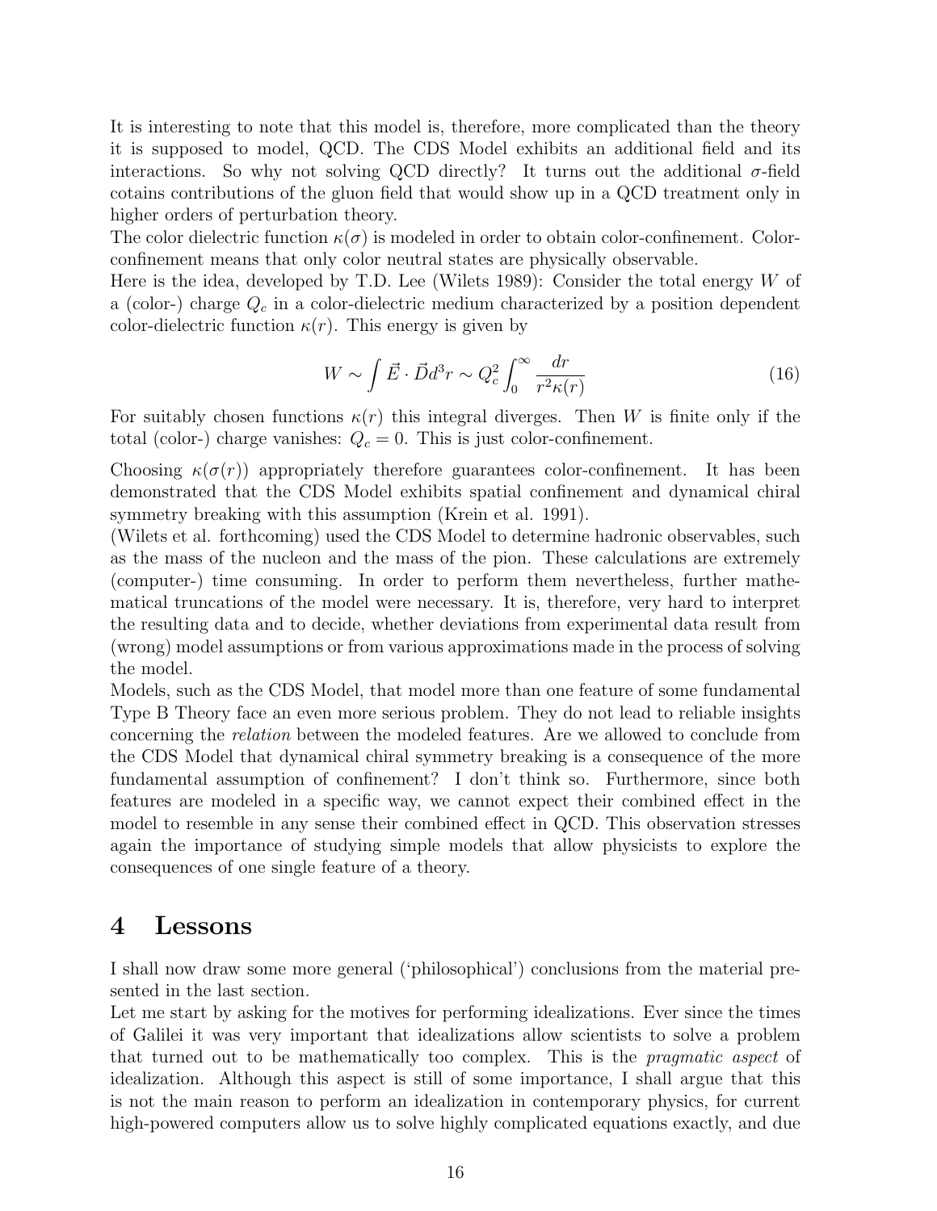It is interesting to note that this model is, therefore, more complicated than the theory it is supposed to model, QCD. The CDS Model exhibits an additional field and its interactions. So why not solving QCD directly? It turns out the additional $\sigma$-field cotains contributions of the gluon field that would show up in a QCD treatment only in higher orders of perturbation theory.

The color dielectric function $\kappa(\sigma)$ is modeled in order to obtain color-confinement. Color-confinement means that only color neutral states are physically observable.

Here is the idea, developed by T.D. Lee (Wilets 1989): Consider the total energy $W$ of a (color-) charge $Q_c$ in a color-dielectric medium characterized by a position dependent color-dielectric function $\kappa(r)$. This energy is given by

$$W \sim \int \vec{E} \cdot \vec{D} d^3r \sim Q_c^2 \int_0^\infty \frac{dr}{r^2 \kappa(r)} \tag{16}$$

For suitably chosen functions $\kappa(r)$ this integral diverges. Then $W$ is finite only if the total (color-) charge vanishes: $Q_c = 0$. This is just color-confinement.

Choosing $\kappa(\sigma(r))$ appropriately therefore guarantees color-confinement. It has been demonstrated that the CDS Model exhibits spatial confinement and dynamical chiral symmetry breaking with this assumption (Krein et al. 1991).

(Wilets et al. forthcoming) used the CDS Model to determine hadronic observables, such as the mass of the nucleon and the mass of the pion. These calculations are extremely (computer-) time consuming. In order to perform them nevertheless, further mathematical truncations of the model were necessary. It is, therefore, very hard to interpret the resulting data and to decide, whether deviations from experimental data result from (wrong) model assumptions or from various approximations made in the process of solving the model.

Models, such as the CDS Model, that model more than one feature of some fundamental Type B Theory face an even more serious problem. They do not lead to reliable insights concerning the *relation* between the modeled features. Are we allowed to conclude from the CDS Model that dynamical chiral symmetry breaking is a consequence of the more fundamental assumption of confinement? I don't think so. Furthermore, since both features are modeled in a specific way, we cannot expect their combined effect in the model to resemble in any sense their combined effect in QCD. This observation stresses again the importance of studying simple models that allow physicists to explore the consequences of one single feature of a theory.

# 4 Lessons

I shall now draw some more general ('philosophical') conclusions from the material presented in the last section.

Let me start by asking for the motives for performing idealizations. Ever since the times of Galilei it was very important that idealizations allow scientists to solve a problem that turned out to be mathematically too complex. This is the *pragmatic aspect* of idealization. Although this aspect is still of some importance, I shall argue that this is not the main reason to perform an idealization in contemporary physics, for current high-powered computers allow us to solve highly complicated equations exactly, and due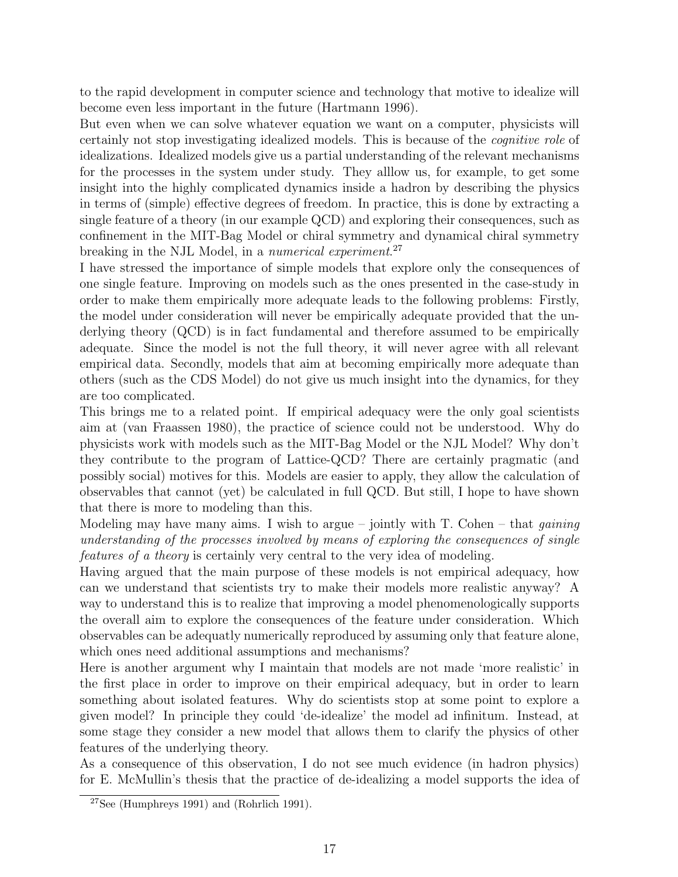to the rapid development in computer science and technology that motive to idealize will become even less important in the future (Hartmann 1996).

But even when we can solve whatever equation we want on a computer, physicists will certainly not stop investigating idealized models. This is because of the *cognitive role* of idealizations. Idealized models give us a partial understanding of the relevant mechanisms for the processes in the system under study. They alllow us, for example, to get some insight into the highly complicated dynamics inside a hadron by describing the physics in terms of (simple) effective degrees of freedom. In practice, this is done by extracting a single feature of a theory (in our example QCD) and exploring their consequences, such as confinement in the MIT-Bag Model or chiral symmetry and dynamical chiral symmetry breaking in the NJL Model, in a *numerical experiment*.[27]

I have stressed the importance of simple models that explore only the consequences of one single feature. Improving on models such as the ones presented in the case-study in order to make them empirically more adequate leads to the following problems: Firstly, the model under consideration will never be empirically adequate provided that the underlying theory (QCD) is in fact fundamental and therefore assumed to be empirically adequate. Since the model is not the full theory, it will never agree with all relevant empirical data. Secondly, models that aim at becoming empirically more adequate than others (such as the CDS Model) do not give us much insight into the dynamics, for they are too complicated.

This brings me to a related point. If empirical adequacy were the only goal scientists aim at (van Fraassen 1980), the practice of science could not be understood. Why do physicists work with models such as the MIT-Bag Model or the NJL Model? Why don't they contribute to the program of Lattice-QCD? There are certainly pragmatic (and possibly social) motives for this. Models are easier to apply, they allow the calculation of observables that cannot (yet) be calculated in full QCD. But still, I hope to have shown that there is more to modeling than this.

Modeling may have many aims. I wish to argue – jointly with T. Cohen – that *gaining understanding of the processes involved by means of exploring the consequences of single features of a theory* is certainly very central to the very idea of modeling.

Having argued that the main purpose of these models is not empirical adequacy, how can we understand that scientists try to make their models more realistic anyway? A way to understand this is to realize that improving a model phenomenologically supports the overall aim to explore the consequences of the feature under consideration. Which observables can be adequatly numerically reproduced by assuming only that feature alone, which ones need additional assumptions and mechanisms?

Here is another argument why I maintain that models are not made 'more realistic' in the first place in order to improve on their empirical adequacy, but in order to learn something about isolated features. Why do scientists stop at some point to explore a given model? In principle they could 'de-idealize' the model ad infinitum. Instead, at some stage they consider a new model that allows them to clarify the physics of other features of the underlying theory.

As a consequence of this observation, I do not see much evidence (in hadron physics) for E. McMullin's thesis that the practice of de-idealizing a model supports the idea of

[27] See (Humphreys 1991) and (Rohrlich 1991).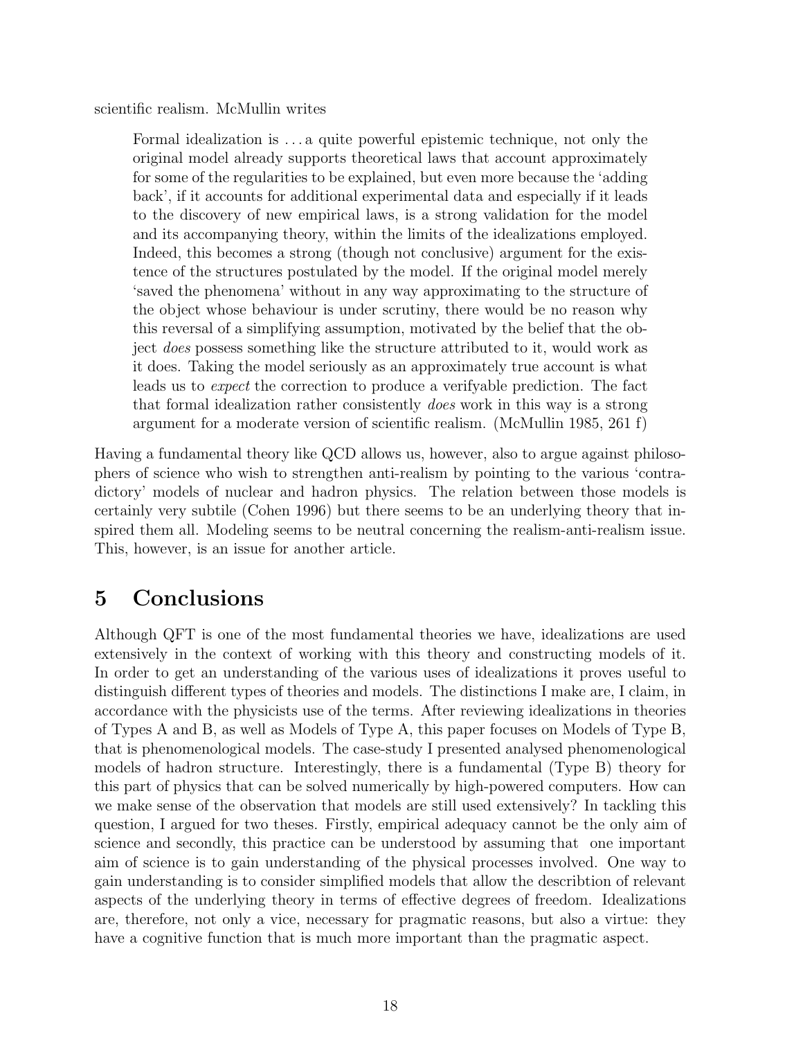scientific realism. McMullin writes

> Formal idealization is . . . a quite powerful epistemic technique, not only the original model already supports theoretical laws that account approximately for some of the regularities to be explained, but even more because the 'adding back', if it accounts for additional experimental data and especially if it leads to the discovery of new empirical laws, is a strong validation for the model and its accompanying theory, within the limits of the idealizations employed. Indeed, this becomes a strong (though not conclusive) argument for the existence of the structures postulated by the model. If the original model merely 'saved the phenomena' without in any way approximating to the structure of the object whose behaviour is under scrutiny, there would be no reason why this reversal of a simplifying assumption, motivated by the belief that the object *does* possess something like the structure attributed to it, would work as it does. Taking the model seriously as an approximately true account is what leads us to *expect* the correction to produce a verifyable prediction. The fact that formal idealization rather consistently *does* work in this way is a strong argument for a moderate version of scientific realism. (McMullin 1985, 261 f)

Having a fundamental theory like QCD allows us, however, also to argue against philosophers of science who wish to strengthen anti-realism by pointing to the various 'contradictory' models of nuclear and hadron physics. The relation between those models is certainly very subtile (Cohen 1996) but there seems to be an underlying theory that inspired them all. Modeling seems to be neutral concerning the realism-anti-realism issue. This, however, is an issue for another article.

# 5 Conclusions

Although QFT is one of the most fundamental theories we have, idealizations are used extensively in the context of working with this theory and constructing models of it. In order to get an understanding of the various uses of idealizations it proves useful to distinguish different types of theories and models. The distinctions I make are, I claim, in accordance with the physicists use of the terms. After reviewing idealizations in theories of Types A and B, as well as Models of Type A, this paper focuses on Models of Type B, that is phenomenological models. The case-study I presented analysed phenomenological models of hadron structure. Interestingly, there is a fundamental (Type B) theory for this part of physics that can be solved numerically by high-powered computers. How can we make sense of the observation that models are still used extensively? In tackling this question, I argued for two theses. Firstly, empirical adequacy cannot be the only aim of science and secondly, this practice can be understood by assuming that one important aim of science is to gain understanding of the physical processes involved. One way to gain understanding is to consider simplified models that allow the describtion of relevant aspects of the underlying theory in terms of effective degrees of freedom. Idealizations are, therefore, not only a vice, necessary for pragmatic reasons, but also a virtue: they have a cognitive function that is much more important than the pragmatic aspect.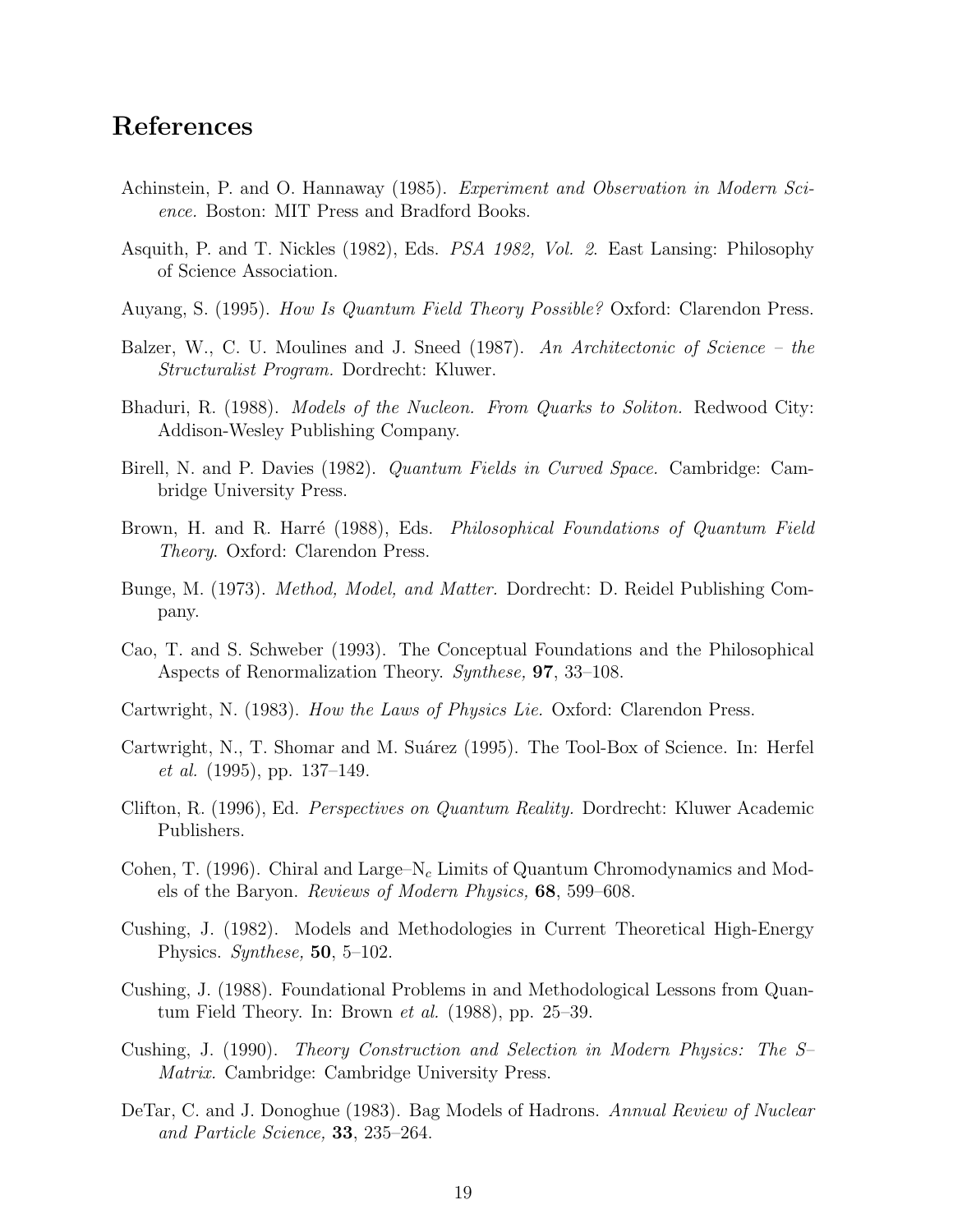## References

Achinstein, P. and O. Hannaway (1985). *Experiment and Observation in Modern Science.* Boston: MIT Press and Bradford Books.

Asquith, P. and T. Nickles (1982), Eds. *PSA 1982, Vol. 2.* East Lansing: Philosophy of Science Association.

Auyang, S. (1995). *How Is Quantum Field Theory Possible?* Oxford: Clarendon Press.

Balzer, W., C. U. Moulines and J. Sneed (1987). *An Architectonic of Science – the Structuralist Program.* Dordrecht: Kluwer.

Bhaduri, R. (1988). *Models of the Nucleon. From Quarks to Soliton.* Redwood City: Addison-Wesley Publishing Company.

Birell, N. and P. Davies (1982). *Quantum Fields in Curved Space.* Cambridge: Cambridge University Press.

Brown, H. and R. Harré (1988), Eds. *Philosophical Foundations of Quantum Field Theory.* Oxford: Clarendon Press.

Bunge, M. (1973). *Method, Model, and Matter.* Dordrecht: D. Reidel Publishing Company.

Cao, T. and S. Schweber (1993). The Conceptual Foundations and the Philosophical Aspects of Renormalization Theory. *Synthese,* **97**, 33–108.

Cartwright, N. (1983). *How the Laws of Physics Lie.* Oxford: Clarendon Press.

Cartwright, N., T. Shomar and M. Suárez (1995). The Tool-Box of Science. In: Herfel *et al.* (1995), pp. 137–149.

Clifton, R. (1996), Ed. *Perspectives on Quantum Reality.* Dordrecht: Kluwer Academic Publishers.

Cohen, T. (1996). Chiral and Large–$N_c$ Limits of Quantum Chromodynamics and Models of the Baryon. *Reviews of Modern Physics,* **68**, 599–608.

Cushing, J. (1982). Models and Methodologies in Current Theoretical High-Energy Physics. *Synthese,* **50**, 5–102.

Cushing, J. (1988). Foundational Problems in and Methodological Lessons from Quantum Field Theory. In: Brown *et al.* (1988), pp. 25–39.

Cushing, J. (1990). *Theory Construction and Selection in Modern Physics: The S–Matrix.* Cambridge: Cambridge University Press.

DeTar, C. and J. Donoghue (1983). Bag Models of Hadrons. *Annual Review of Nuclear and Particle Science,* **33**, 235–264.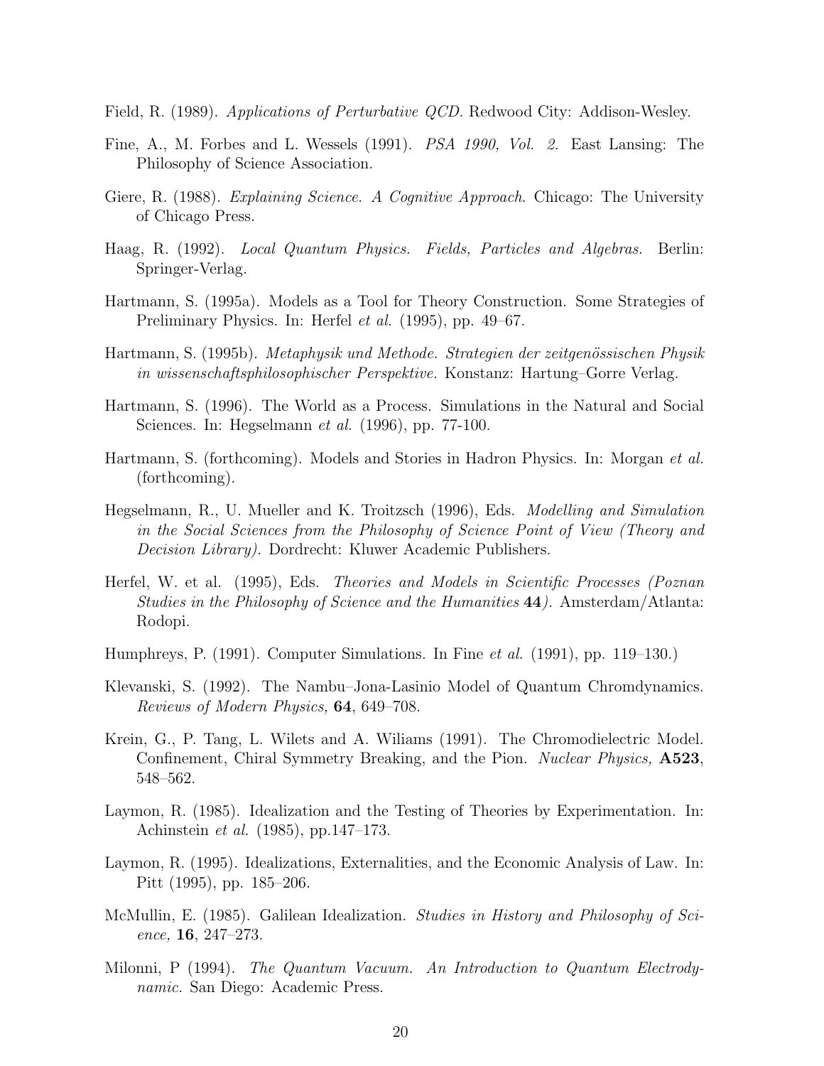Field, R. (1989). *Applications of Perturbative QCD.* Redwood City: Addison-Wesley.

Fine, A., M. Forbes and L. Wessels (1991). *PSA 1990, Vol. 2.* East Lansing: The Philosophy of Science Association.

Giere, R. (1988). *Explaining Science. A Cognitive Approach*. Chicago: The University of Chicago Press.

Haag, R. (1992). *Local Quantum Physics. Fields, Particles and Algebras.* Berlin: Springer-Verlag.

Hartmann, S. (1995a). Models as a Tool for Theory Construction. Some Strategies of Preliminary Physics. In: Herfel *et al.* (1995), pp. 49–67.

Hartmann, S. (1995b). *Metaphysik und Methode. Strategien der zeitgenössischen Physik in wissenschaftsphilosophischer Perspektive.* Konstanz: Hartung–Gorre Verlag.

Hartmann, S. (1996). The World as a Process. Simulations in the Natural and Social Sciences. In: Hegselmann *et al.* (1996), pp. 77-100.

Hartmann, S. (forthcoming). Models and Stories in Hadron Physics. In: Morgan *et al.* (forthcoming).

Hegselmann, R., U. Mueller and K. Troitzsch (1996), Eds. *Modelling and Simulation in the Social Sciences from the Philosophy of Science Point of View (Theory and Decision Library).* Dordrecht: Kluwer Academic Publishers.

Herfel, W. et al. (1995), Eds. *Theories and Models in Scientific Processes (Poznan Studies in the Philosophy of Science and the Humanities* **44***).* Amsterdam/Atlanta: Rodopi.

Humphreys, P. (1991). Computer Simulations. In Fine *et al.* (1991), pp. 119–130.)

Klevanski, S. (1992). The Nambu–Jona-Lasinio Model of Quantum Chromdynamics. *Reviews of Modern Physics,* **64**, 649–708.

Krein, G., P. Tang, L. Wilets and A. Wiliams (1991). The Chromodielectric Model. Confinement, Chiral Symmetry Breaking, and the Pion. *Nuclear Physics,* **A523**, 548–562.

Laymon, R. (1985). Idealization and the Testing of Theories by Experimentation. In: Achinstein *et al.* (1985), pp.147–173.

Laymon, R. (1995). Idealizations, Externalities, and the Economic Analysis of Law. In: Pitt (1995), pp. 185–206.

McMullin, E. (1985). Galilean Idealization. *Studies in History and Philosophy of Science,* **16**, 247–273.

Milonni, P (1994). *The Quantum Vacuum. An Introduction to Quantum Electrodynamic.* San Diego: Academic Press.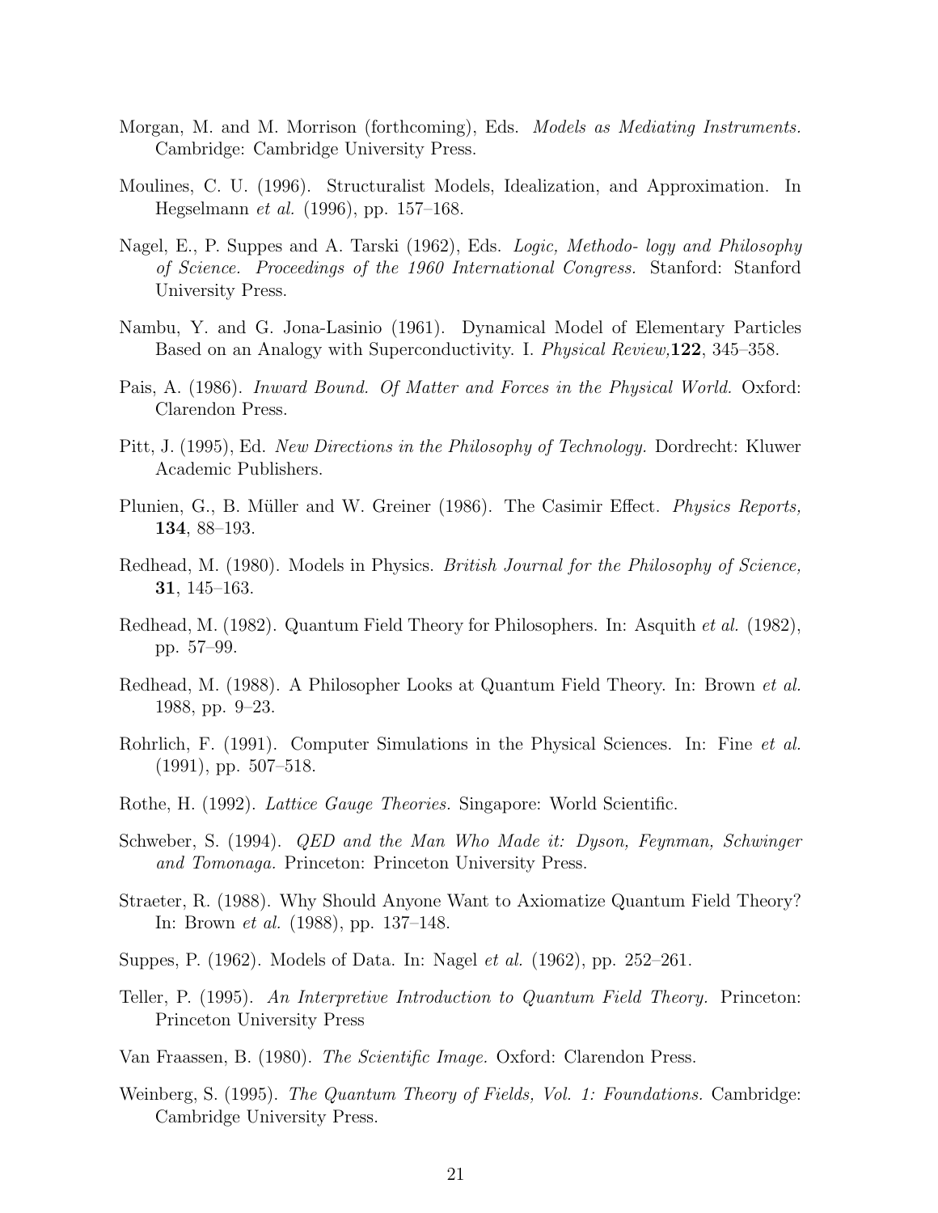Morgan, M. and M. Morrison (forthcoming), Eds. *Models as Mediating Instruments.* Cambridge: Cambridge University Press.

Moulines, C. U. (1996). Structuralist Models, Idealization, and Approximation. In Hegselmann *et al.* (1996), pp. 157–168.

Nagel, E., P. Suppes and A. Tarski (1962), Eds. *Logic, Methodo- logy and Philosophy of Science. Proceedings of the 1960 International Congress.* Stanford: Stanford University Press.

Nambu, Y. and G. Jona-Lasinio (1961). Dynamical Model of Elementary Particles Based on an Analogy with Superconductivity. I. *Physical Review,* **122**, 345–358.

Pais, A. (1986). *Inward Bound. Of Matter and Forces in the Physical World.* Oxford: Clarendon Press.

Pitt, J. (1995), Ed. *New Directions in the Philosophy of Technology.* Dordrecht: Kluwer Academic Publishers.

Plunien, G., B. Müller and W. Greiner (1986). The Casimir Effect. *Physics Reports,* **134**, 88–193.

Redhead, M. (1980). Models in Physics. *British Journal for the Philosophy of Science,* **31**, 145–163.

Redhead, M. (1982). Quantum Field Theory for Philosophers. In: Asquith *et al.* (1982), pp. 57–99.

Redhead, M. (1988). A Philosopher Looks at Quantum Field Theory. In: Brown *et al.* 1988, pp. 9–23.

Rohrlich, F. (1991). Computer Simulations in the Physical Sciences. In: Fine *et al.* (1991), pp. 507–518.

Rothe, H. (1992). *Lattice Gauge Theories.* Singapore: World Scientific.

Schweber, S. (1994). *QED and the Man Who Made it: Dyson, Feynman, Schwinger and Tomonaga.* Princeton: Princeton University Press.

Straeter, R. (1988). Why Should Anyone Want to Axiomatize Quantum Field Theory? In: Brown *et al.* (1988), pp. 137–148.

Suppes, P. (1962). Models of Data. In: Nagel *et al.* (1962), pp. 252–261.

Teller, P. (1995). *An Interpretive Introduction to Quantum Field Theory.* Princeton: Princeton University Press

Van Fraassen, B. (1980). *The Scientific Image.* Oxford: Clarendon Press.

Weinberg, S. (1995). *The Quantum Theory of Fields, Vol. 1: Foundations.* Cambridge: Cambridge University Press.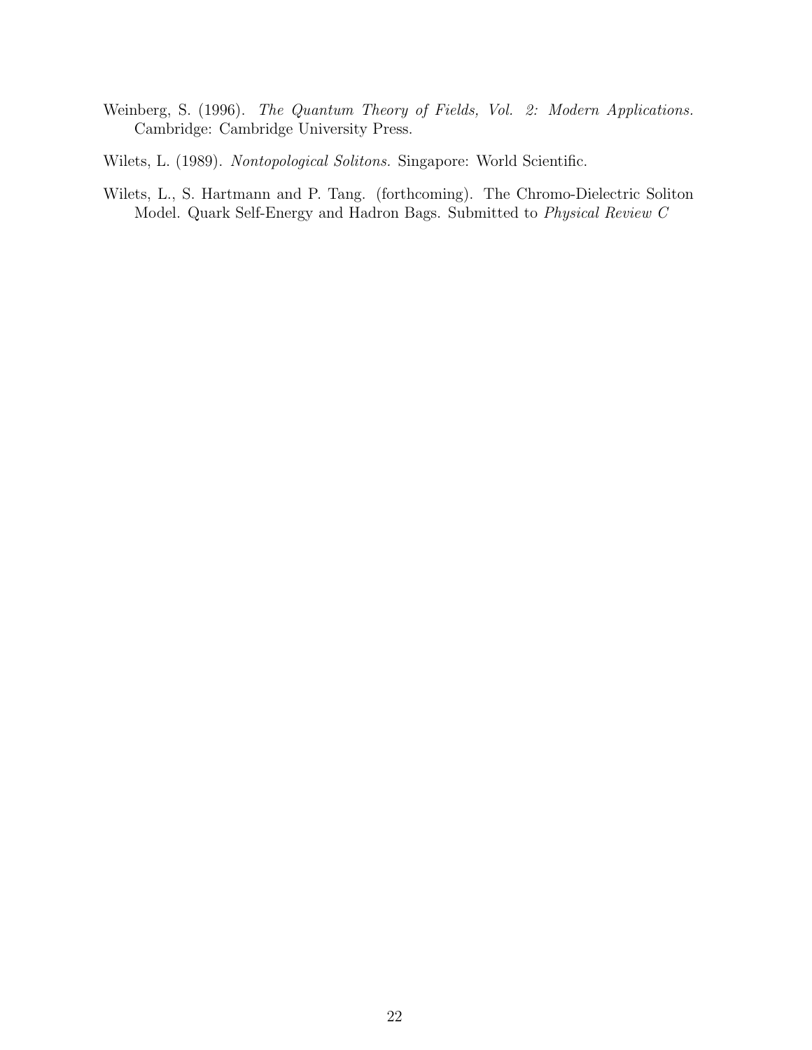Weinberg, S. (1996). *The Quantum Theory of Fields, Vol. 2: Modern Applications.* Cambridge: Cambridge University Press.

Wilets, L. (1989). *Nontopological Solitons.* Singapore: World Scientific.

Wilets, L., S. Hartmann and P. Tang. (forthcoming). The Chromo-Dielectric Soliton Model. Quark Self-Energy and Hadron Bags. Submitted to *Physical Review C*